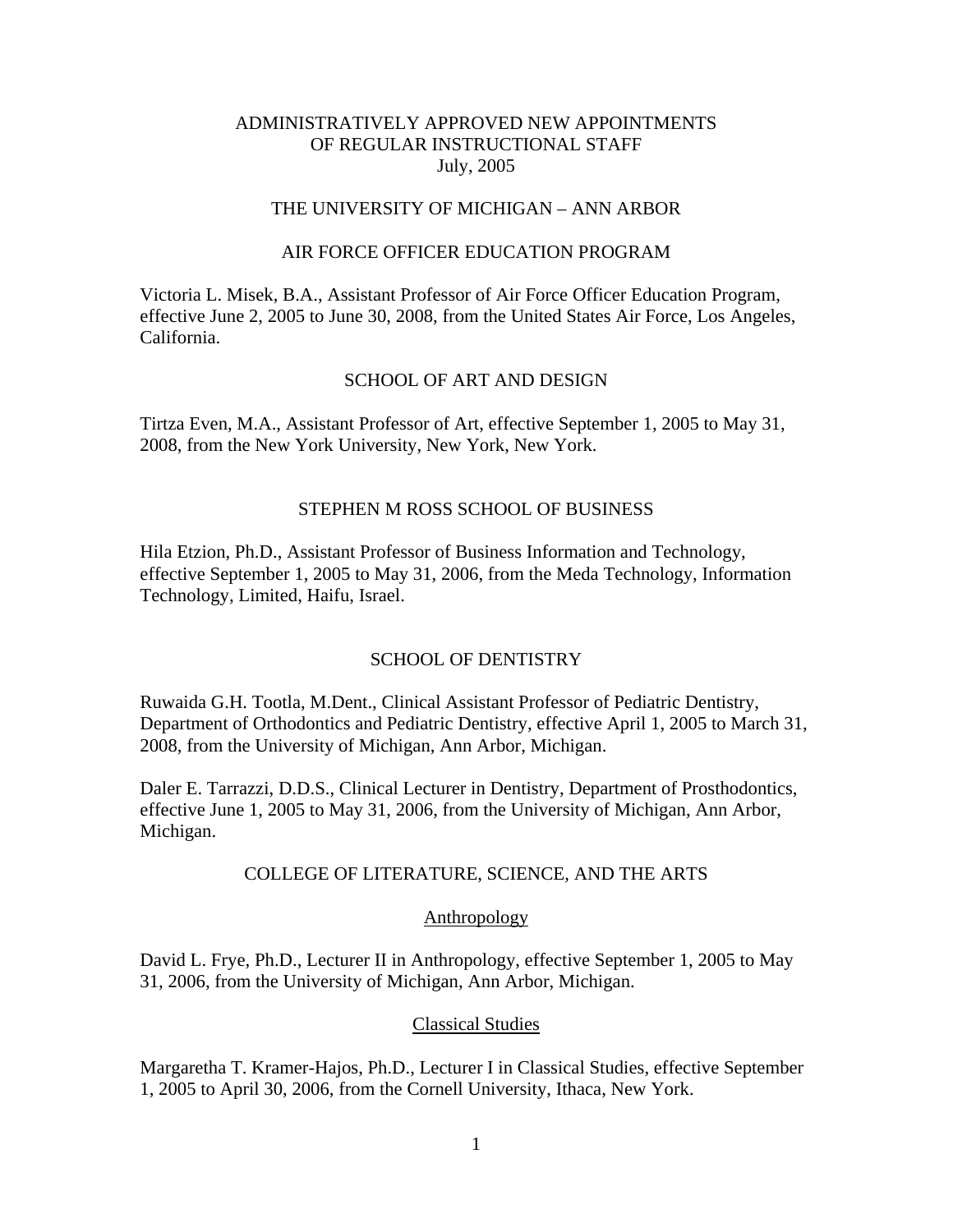# ADMINISTRATIVELY APPROVED NEW APPOINTMENTS OF REGULAR INSTRUCTIONAL STAFF
July, 2005

## THE UNIVERSITY OF MICHIGAN – ANN ARBOR

### AIR FORCE OFFICER EDUCATION PROGRAM

Victoria L. Misek, B.A., Assistant Professor of Air Force Officer Education Program, effective June 2, 2005 to June 30, 2008, from the United States Air Force, Los Angeles, California.

### SCHOOL OF ART AND DESIGN

Tirtza Even, M.A., Assistant Professor of Art, effective September 1, 2005 to May 31, 2008, from the New York University, New York, New York.

### STEPHEN M ROSS SCHOOL OF BUSINESS

Hila Etzion, Ph.D., Assistant Professor of Business Information and Technology, effective September 1, 2005 to May 31, 2006, from the Meda Technology, Information Technology, Limited, Haifu, Israel.

### SCHOOL OF DENTISTRY

Ruwaida G.H. Tootla, M.Dent., Clinical Assistant Professor of Pediatric Dentistry, Department of Orthodontics and Pediatric Dentistry, effective April 1, 2005 to March 31, 2008, from the University of Michigan, Ann Arbor, Michigan.

Daler E. Tarrazzi, D.D.S., Clinical Lecturer in Dentistry, Department of Prosthodontics, effective June 1, 2005 to May 31, 2006, from the University of Michigan, Ann Arbor, Michigan.

### COLLEGE OF LITERATURE, SCIENCE, AND THE ARTS

#### Anthropology

David L. Frye, Ph.D., Lecturer II in Anthropology, effective September 1, 2005 to May 31, 2006, from the University of Michigan, Ann Arbor, Michigan.

#### Classical Studies

Margaretha T. Kramer-Hajos, Ph.D., Lecturer I in Classical Studies, effective September 1, 2005 to April 30, 2006, from the Cornell University, Ithaca, New York.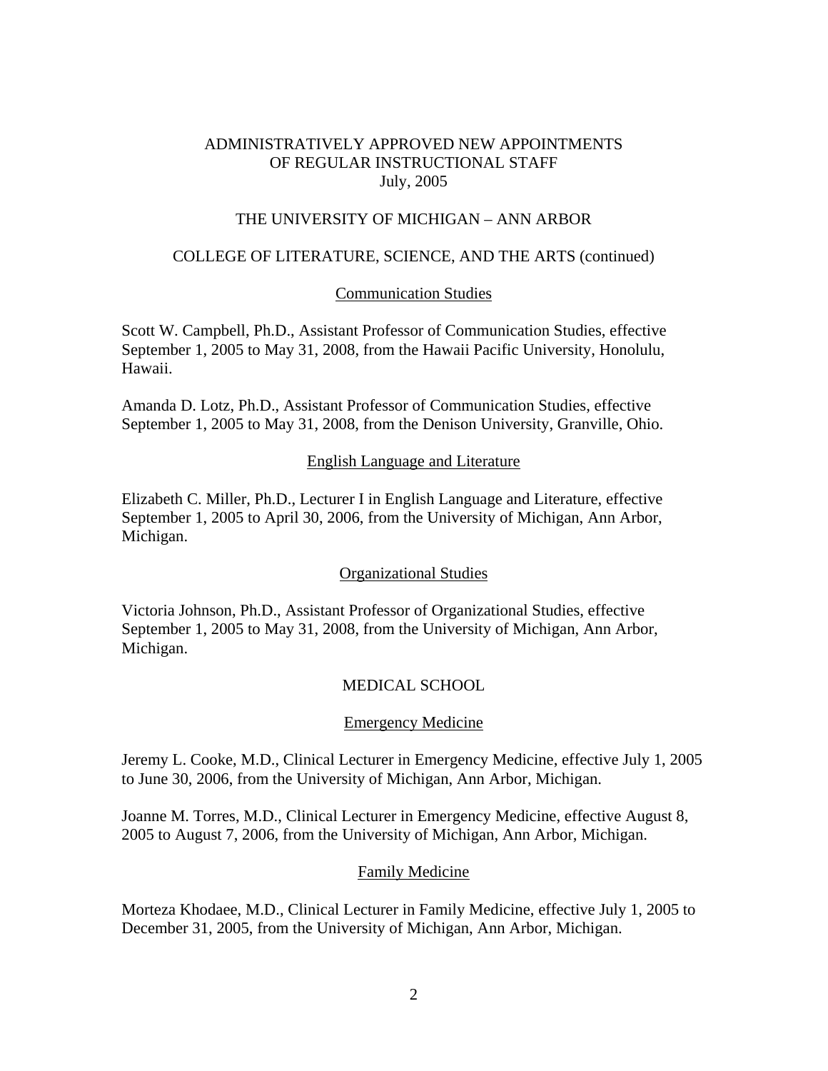# ADMINISTRATIVELY APPROVED NEW APPOINTMENTS OF REGULAR INSTRUCTIONAL STAFF
July, 2005

## THE UNIVERSITY OF MICHIGAN – ANN ARBOR

### COLLEGE OF LITERATURE, SCIENCE, AND THE ARTS (continued)

#### Communication Studies

Scott W. Campbell, Ph.D., Assistant Professor of Communication Studies, effective September 1, 2005 to May 31, 2008, from the Hawaii Pacific University, Honolulu, Hawaii.

Amanda D. Lotz, Ph.D., Assistant Professor of Communication Studies, effective September 1, 2005 to May 31, 2008, from the Denison University, Granville, Ohio.

#### English Language and Literature

Elizabeth C. Miller, Ph.D., Lecturer I in English Language and Literature, effective September 1, 2005 to April 30, 2006, from the University of Michigan, Ann Arbor, Michigan.

#### Organizational Studies

Victoria Johnson, Ph.D., Assistant Professor of Organizational Studies, effective September 1, 2005 to May 31, 2008, from the University of Michigan, Ann Arbor, Michigan.

### MEDICAL SCHOOL

#### Emergency Medicine

Jeremy L. Cooke, M.D., Clinical Lecturer in Emergency Medicine, effective July 1, 2005 to June 30, 2006, from the University of Michigan, Ann Arbor, Michigan.

Joanne M. Torres, M.D., Clinical Lecturer in Emergency Medicine, effective August 8, 2005 to August 7, 2006, from the University of Michigan, Ann Arbor, Michigan.

#### Family Medicine

Morteza Khodaee, M.D., Clinical Lecturer in Family Medicine, effective July 1, 2005 to December 31, 2005, from the University of Michigan, Ann Arbor, Michigan.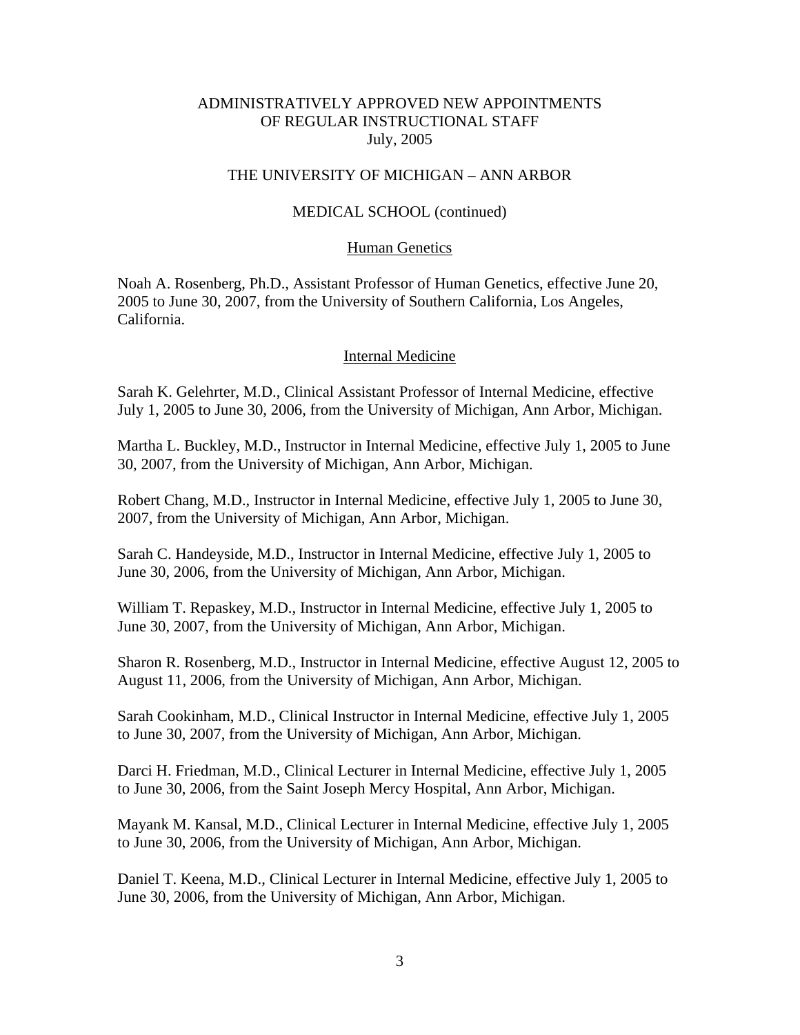ADMINISTRATIVELY APPROVED NEW APPOINTMENTS
OF REGULAR INSTRUCTIONAL STAFF
July, 2005

THE UNIVERSITY OF MICHIGAN – ANN ARBOR

MEDICAL SCHOOL (continued)

Human Genetics

Noah A. Rosenberg, Ph.D., Assistant Professor of Human Genetics, effective June 20, 2005 to June 30, 2007, from the University of Southern California, Los Angeles, California.

Internal Medicine

Sarah K. Gelehrter, M.D., Clinical Assistant Professor of Internal Medicine, effective July 1, 2005 to June 30, 2006, from the University of Michigan, Ann Arbor, Michigan.

Martha L. Buckley, M.D., Instructor in Internal Medicine, effective July 1, 2005 to June 30, 2007, from the University of Michigan, Ann Arbor, Michigan.

Robert Chang, M.D., Instructor in Internal Medicine, effective July 1, 2005 to June 30, 2007, from the University of Michigan, Ann Arbor, Michigan.

Sarah C. Handeyside, M.D., Instructor in Internal Medicine, effective July 1, 2005 to June 30, 2006, from the University of Michigan, Ann Arbor, Michigan.

William T. Repaskey, M.D., Instructor in Internal Medicine, effective July 1, 2005 to June 30, 2007, from the University of Michigan, Ann Arbor, Michigan.

Sharon R. Rosenberg, M.D., Instructor in Internal Medicine, effective August 12, 2005 to August 11, 2006, from the University of Michigan, Ann Arbor, Michigan.

Sarah Cookinham, M.D., Clinical Instructor in Internal Medicine, effective July 1, 2005 to June 30, 2007, from the University of Michigan, Ann Arbor, Michigan.

Darci H. Friedman, M.D., Clinical Lecturer in Internal Medicine, effective July 1, 2005 to June 30, 2006, from the Saint Joseph Mercy Hospital, Ann Arbor, Michigan.

Mayank M. Kansal, M.D., Clinical Lecturer in Internal Medicine, effective July 1, 2005 to June 30, 2006, from the University of Michigan, Ann Arbor, Michigan.

Daniel T. Keena, M.D., Clinical Lecturer in Internal Medicine, effective July 1, 2005 to June 30, 2006, from the University of Michigan, Ann Arbor, Michigan.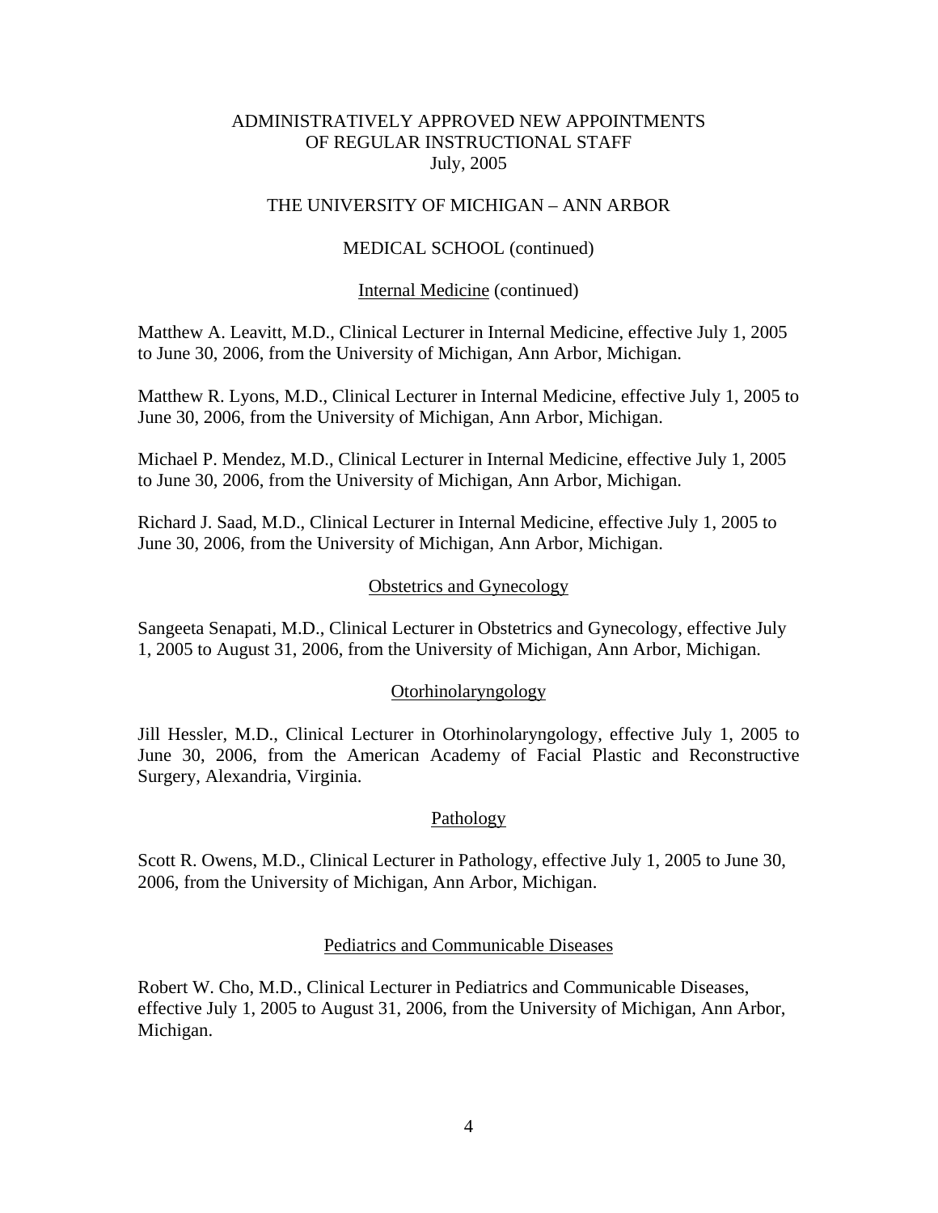# ADMINISTRATIVELY APPROVED NEW APPOINTMENTS OF REGULAR INSTRUCTIONAL STAFF
July, 2005

## THE UNIVERSITY OF MICHIGAN – ANN ARBOR

### MEDICAL SCHOOL (continued)

#### Internal Medicine (continued)

Matthew A. Leavitt, M.D., Clinical Lecturer in Internal Medicine, effective July 1, 2005 to June 30, 2006, from the University of Michigan, Ann Arbor, Michigan.

Matthew R. Lyons, M.D., Clinical Lecturer in Internal Medicine, effective July 1, 2005 to June 30, 2006, from the University of Michigan, Ann Arbor, Michigan.

Michael P. Mendez, M.D., Clinical Lecturer in Internal Medicine, effective July 1, 2005 to June 30, 2006, from the University of Michigan, Ann Arbor, Michigan.

Richard J. Saad, M.D., Clinical Lecturer in Internal Medicine, effective July 1, 2005 to June 30, 2006, from the University of Michigan, Ann Arbor, Michigan.

#### Obstetrics and Gynecology

Sangeeta Senapati, M.D., Clinical Lecturer in Obstetrics and Gynecology, effective July 1, 2005 to August 31, 2006, from the University of Michigan, Ann Arbor, Michigan.

#### Otorhinolaryngology

Jill Hessler, M.D., Clinical Lecturer in Otorhinolaryngology, effective July 1, 2005 to June 30, 2006, from the American Academy of Facial Plastic and Reconstructive Surgery, Alexandria, Virginia.

#### Pathology

Scott R. Owens, M.D., Clinical Lecturer in Pathology, effective July 1, 2005 to June 30, 2006, from the University of Michigan, Ann Arbor, Michigan.

#### Pediatrics and Communicable Diseases

Robert W. Cho, M.D., Clinical Lecturer in Pediatrics and Communicable Diseases, effective July 1, 2005 to August 31, 2006, from the University of Michigan, Ann Arbor, Michigan.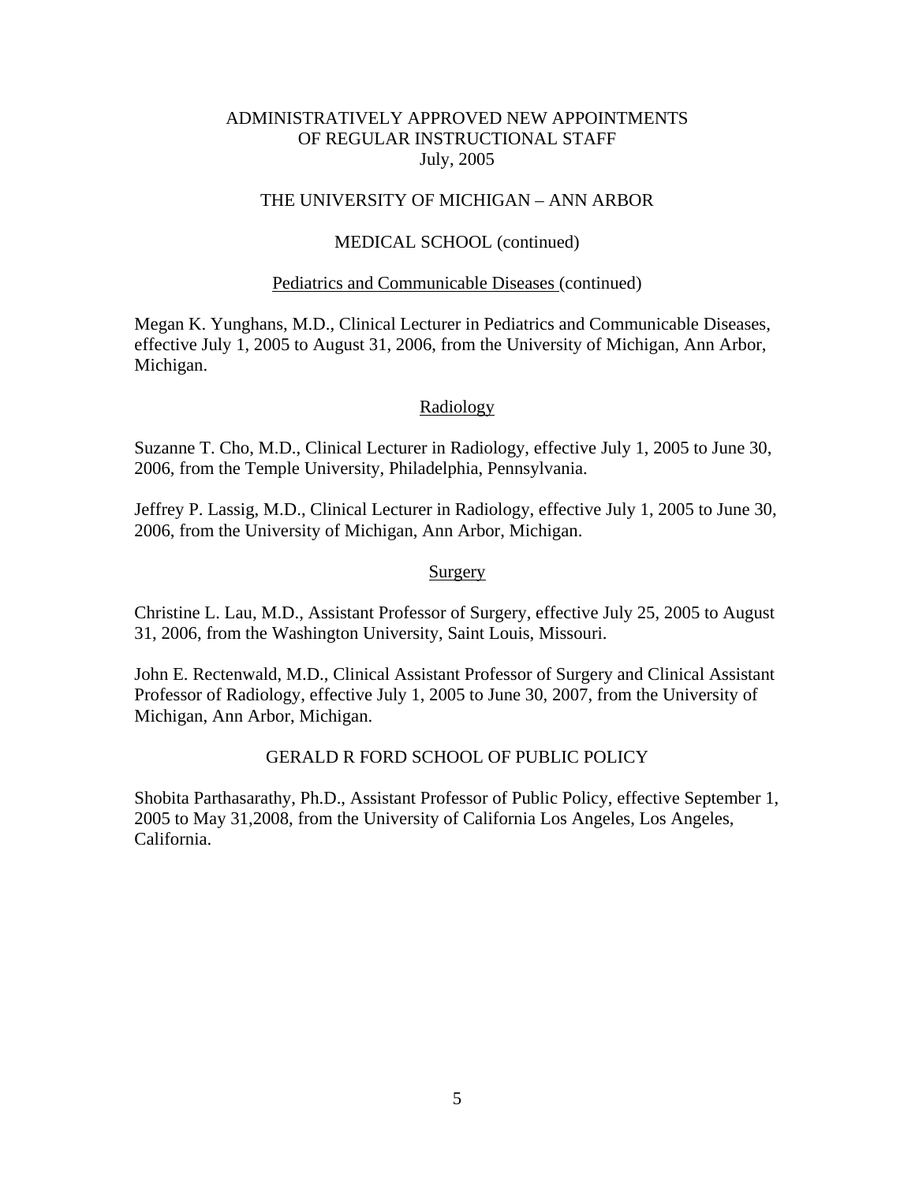ADMINISTRATIVELY APPROVED NEW APPOINTMENTS
OF REGULAR INSTRUCTIONAL STAFF
July, 2005

THE UNIVERSITY OF MICHIGAN – ANN ARBOR

MEDICAL SCHOOL (continued)

Pediatrics and Communicable Diseases (continued)

Megan K. Yunghans, M.D., Clinical Lecturer in Pediatrics and Communicable Diseases, effective July 1, 2005 to August 31, 2006, from the University of Michigan, Ann Arbor, Michigan.

Radiology

Suzanne T. Cho, M.D., Clinical Lecturer in Radiology, effective July 1, 2005 to June 30, 2006, from the Temple University, Philadelphia, Pennsylvania.

Jeffrey P. Lassig, M.D., Clinical Lecturer in Radiology, effective July 1, 2005 to June 30, 2006, from the University of Michigan, Ann Arbor, Michigan.

Surgery

Christine L. Lau, M.D., Assistant Professor of Surgery, effective July 25, 2005 to August 31, 2006, from the Washington University, Saint Louis, Missouri.

John E. Rectenwald, M.D., Clinical Assistant Professor of Surgery and Clinical Assistant Professor of Radiology, effective July 1, 2005 to June 30, 2007, from the University of Michigan, Ann Arbor, Michigan.

GERALD R FORD SCHOOL OF PUBLIC POLICY

Shobita Parthasarathy, Ph.D., Assistant Professor of Public Policy, effective September 1, 2005 to May 31,2008, from the University of California Los Angeles, Los Angeles, California.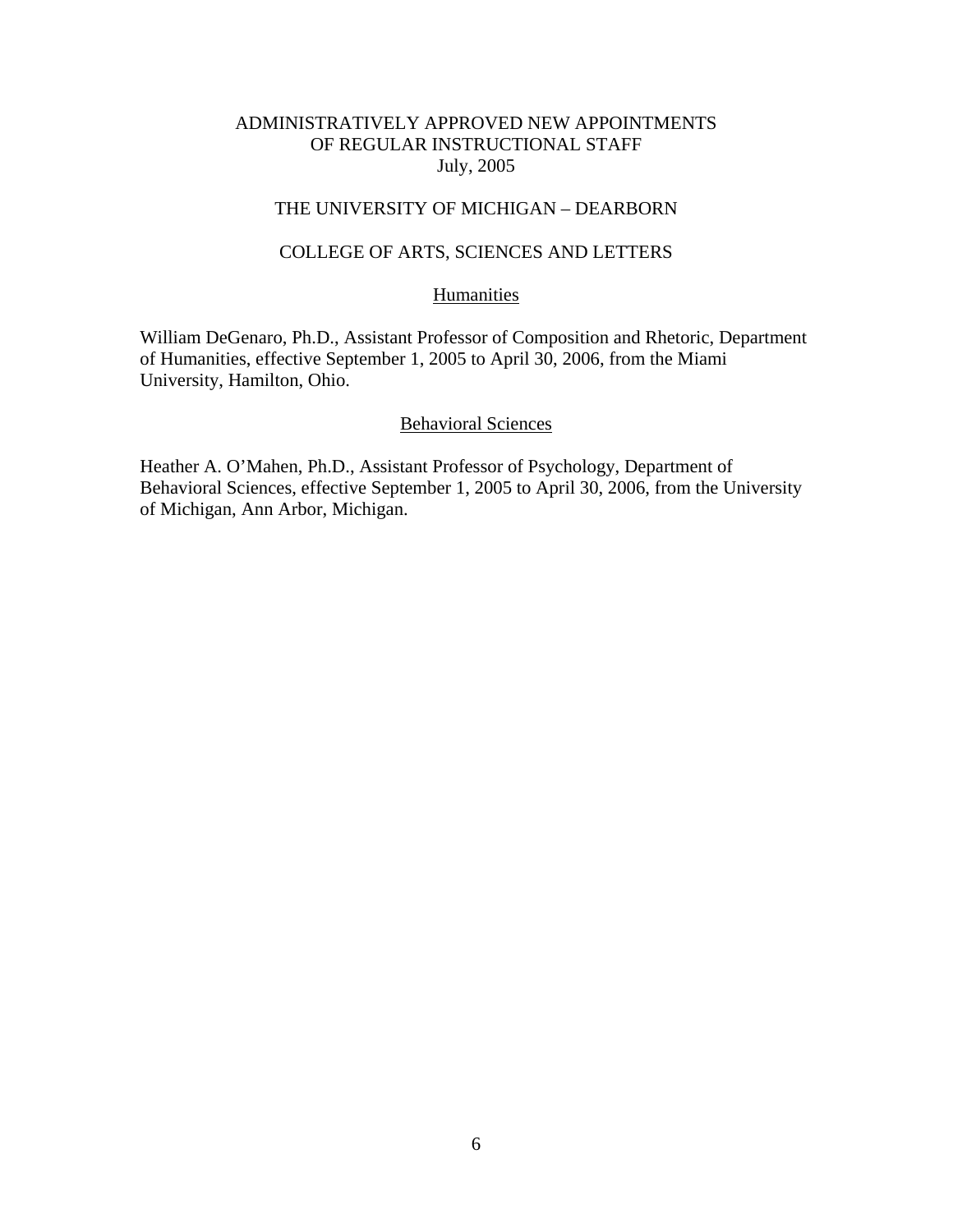# ADMINISTRATIVELY APPROVED NEW APPOINTMENTS OF REGULAR INSTRUCTIONAL STAFF
July, 2005

## THE UNIVERSITY OF MICHIGAN – DEARBORN

## COLLEGE OF ARTS, SCIENCES AND LETTERS

### Humanities

William DeGenaro, Ph.D., Assistant Professor of Composition and Rhetoric, Department of Humanities, effective September 1, 2005 to April 30, 2006, from the Miami University, Hamilton, Ohio.

### Behavioral Sciences

Heather A. O'Mahen, Ph.D., Assistant Professor of Psychology, Department of Behavioral Sciences, effective September 1, 2005 to April 30, 2006, from the University of Michigan, Ann Arbor, Michigan.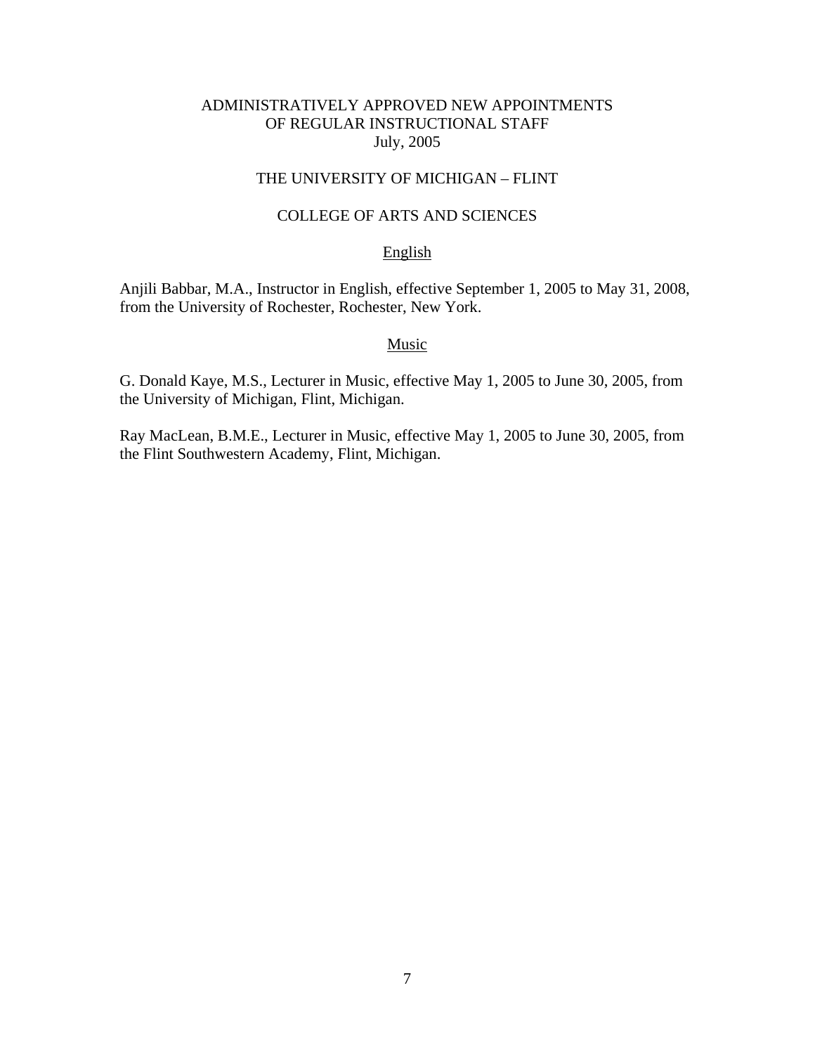# ADMINISTRATIVELY APPROVED NEW APPOINTMENTS OF REGULAR INSTRUCTIONAL STAFF
July, 2005

## THE UNIVERSITY OF MICHIGAN – FLINT

### COLLEGE OF ARTS AND SCIENCES

#### English

Anjili Babbar, M.A., Instructor in English, effective September 1, 2005 to May 31, 2008, from the University of Rochester, Rochester, New York.

#### Music

G. Donald Kaye, M.S., Lecturer in Music, effective May 1, 2005 to June 30, 2005, from the University of Michigan, Flint, Michigan.

Ray MacLean, B.M.E., Lecturer in Music, effective May 1, 2005 to June 30, 2005, from the Flint Southwestern Academy, Flint, Michigan.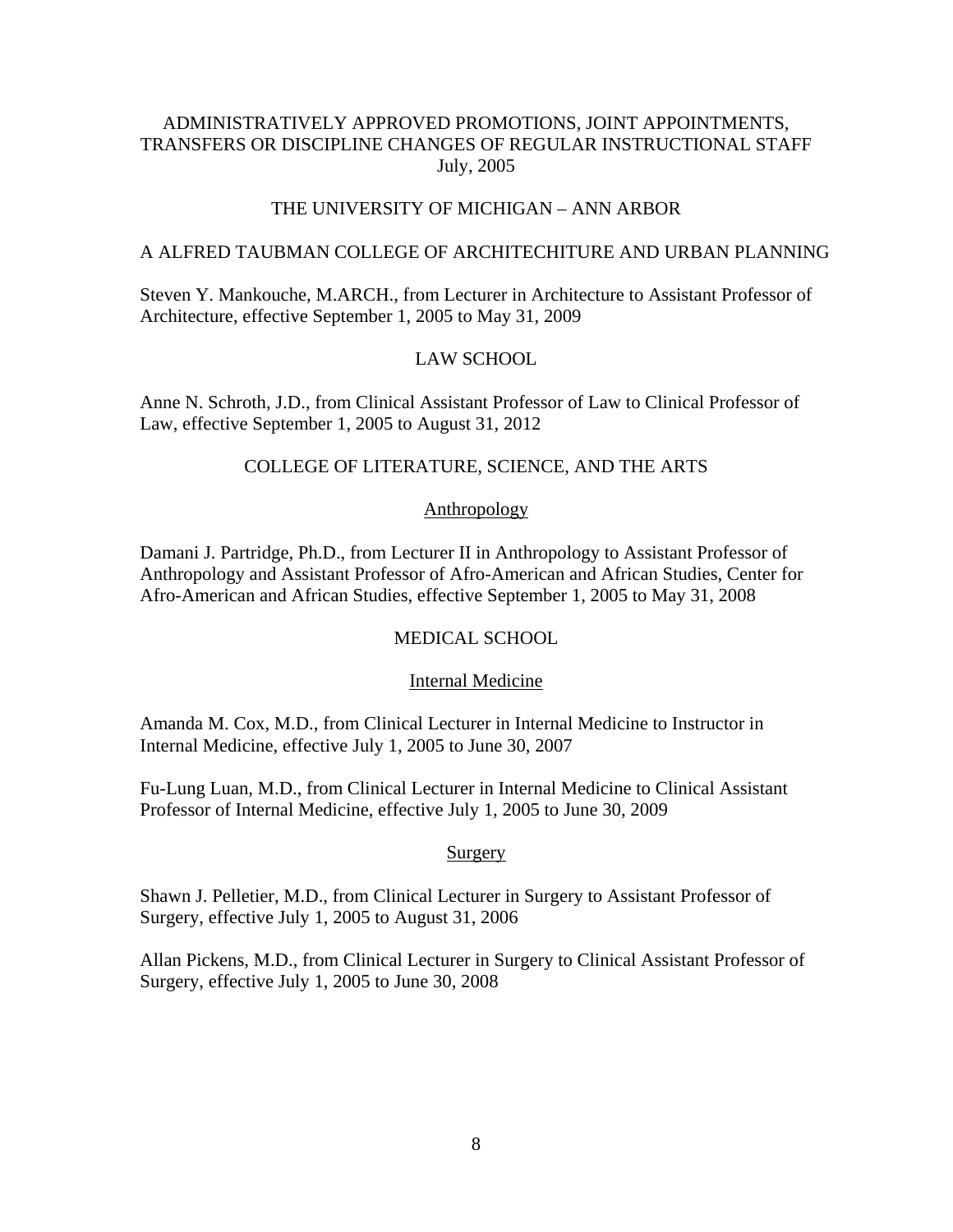ADMINISTRATIVELY APPROVED PROMOTIONS, JOINT APPOINTMENTS, TRANSFERS OR DISCIPLINE CHANGES OF REGULAR INSTRUCTIONAL STAFF
July, 2005

## THE UNIVERSITY OF MICHIGAN – ANN ARBOR

### A ALFRED TAUBMAN COLLEGE OF ARCHITECHITURE AND URBAN PLANNING

Steven Y. Mankouche, M.ARCH., from Lecturer in Architecture to Assistant Professor of Architecture, effective September 1, 2005 to May 31, 2009

### LAW SCHOOL

Anne N. Schroth, J.D., from Clinical Assistant Professor of Law to Clinical Professor of Law, effective September 1, 2005 to August 31, 2012

### COLLEGE OF LITERATURE, SCIENCE, AND THE ARTS

#### Anthropology

Damani J. Partridge, Ph.D., from Lecturer II in Anthropology to Assistant Professor of Anthropology and Assistant Professor of Afro-American and African Studies, Center for Afro-American and African Studies, effective September 1, 2005 to May 31, 2008

### MEDICAL SCHOOL

#### Internal Medicine

Amanda M. Cox, M.D., from Clinical Lecturer in Internal Medicine to Instructor in Internal Medicine, effective July 1, 2005 to June 30, 2007

Fu-Lung Luan, M.D., from Clinical Lecturer in Internal Medicine to Clinical Assistant Professor of Internal Medicine, effective July 1, 2005 to June 30, 2009

#### Surgery

Shawn J. Pelletier, M.D., from Clinical Lecturer in Surgery to Assistant Professor of Surgery, effective July 1, 2005 to August 31, 2006

Allan Pickens, M.D., from Clinical Lecturer in Surgery to Clinical Assistant Professor of Surgery, effective July 1, 2005 to June 30, 2008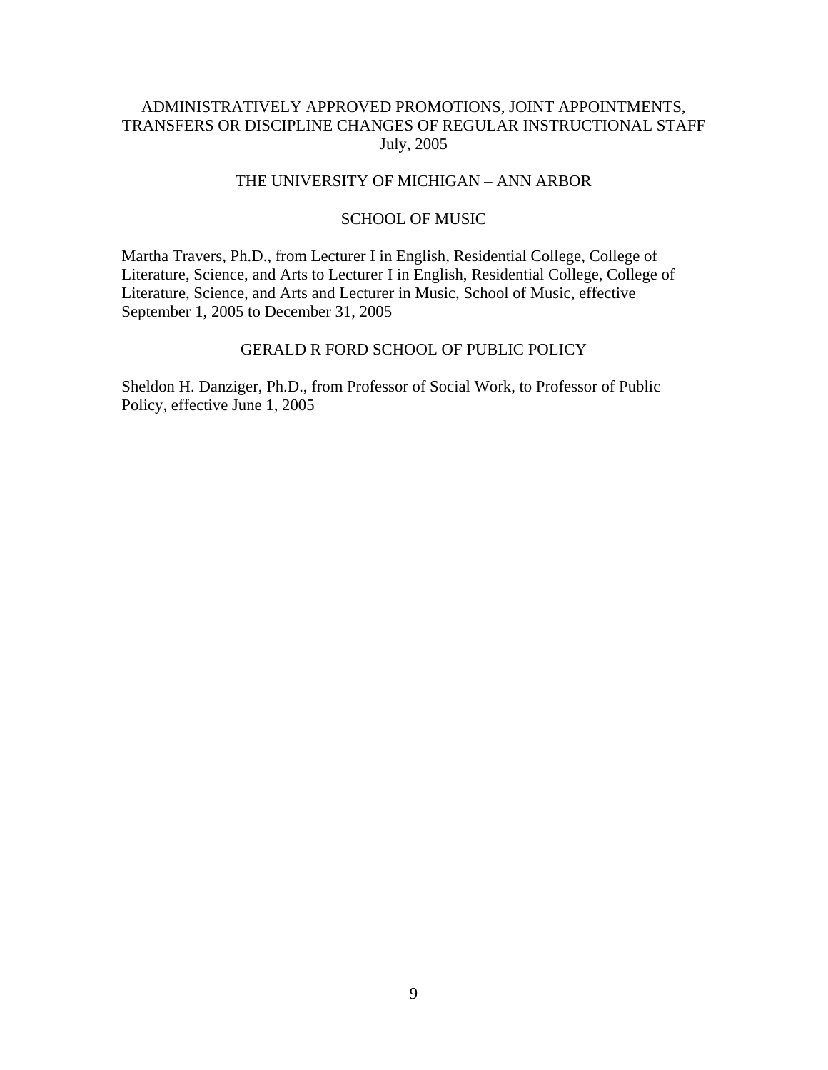# ADMINISTRATIVELY APPROVED PROMOTIONS, JOINT APPOINTMENTS, TRANSFERS OR DISCIPLINE CHANGES OF REGULAR INSTRUCTIONAL STAFF

July, 2005

## THE UNIVERSITY OF MICHIGAN – ANN ARBOR

### SCHOOL OF MUSIC

Martha Travers, Ph.D., from Lecturer I in English, Residential College, College of Literature, Science, and Arts to Lecturer I in English, Residential College, College of Literature, Science, and Arts and Lecturer in Music, School of Music, effective September 1, 2005 to December 31, 2005

### GERALD R FORD SCHOOL OF PUBLIC POLICY

Sheldon H. Danziger, Ph.D., from Professor of Social Work, to Professor of Public Policy, effective June 1, 2005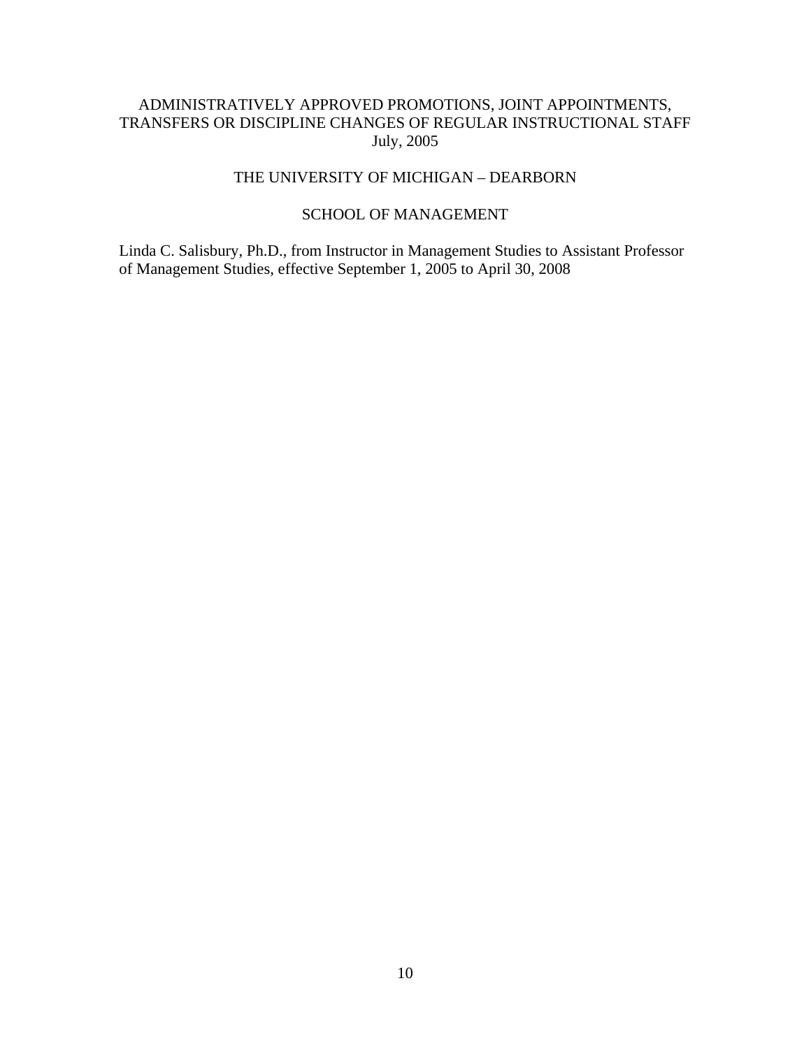# ADMINISTRATIVELY APPROVED PROMOTIONS, JOINT APPOINTMENTS, TRANSFERS OR DISCIPLINE CHANGES OF REGULAR INSTRUCTIONAL STAFF

July, 2005

## THE UNIVERSITY OF MICHIGAN – DEARBORN

### SCHOOL OF MANAGEMENT

Linda C. Salisbury, Ph.D., from Instructor in Management Studies to Assistant Professor of Management Studies, effective September 1, 2005 to April 30, 2008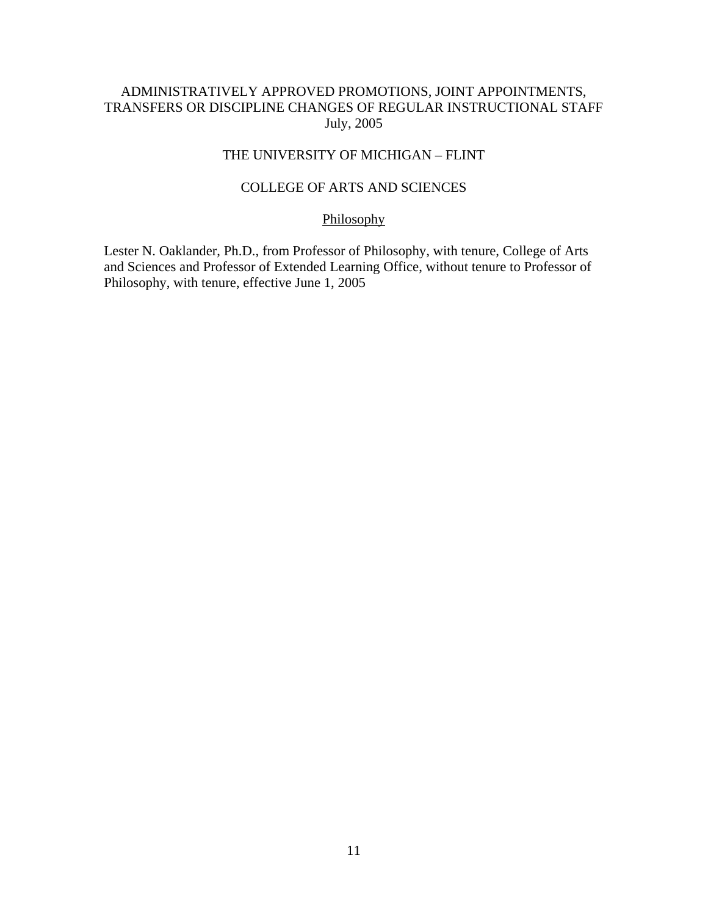ADMINISTRATIVELY APPROVED PROMOTIONS, JOINT APPOINTMENTS, TRANSFERS OR DISCIPLINE CHANGES OF REGULAR INSTRUCTIONAL STAFF
July, 2005

THE UNIVERSITY OF MICHIGAN – FLINT

COLLEGE OF ARTS AND SCIENCES

Philosophy

Lester N. Oaklander, Ph.D., from Professor of Philosophy, with tenure, College of Arts and Sciences and Professor of Extended Learning Office, without tenure to Professor of Philosophy, with tenure, effective June 1, 2005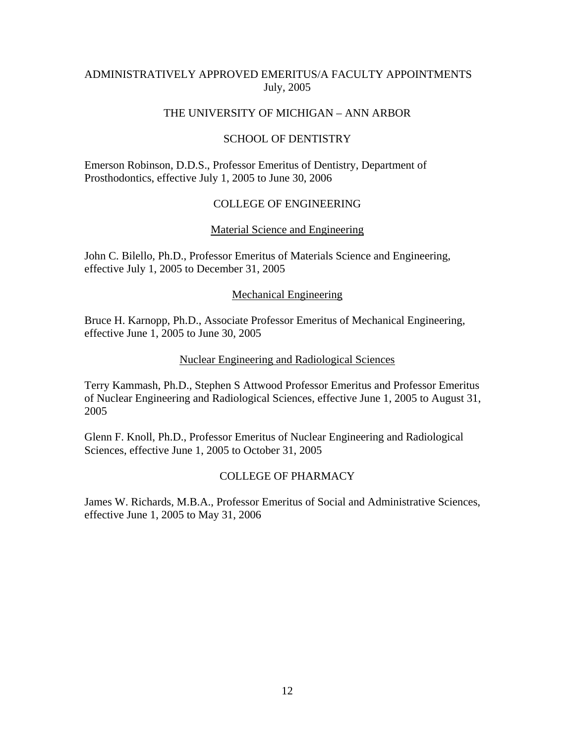# ADMINISTRATIVELY APPROVED EMERITUS/A FACULTY APPOINTMENTS
July, 2005

## THE UNIVERSITY OF MICHIGAN – ANN ARBOR

### SCHOOL OF DENTISTRY

Emerson Robinson, D.D.S., Professor Emeritus of Dentistry, Department of Prosthodontics, effective July 1, 2005 to June 30, 2006

### COLLEGE OF ENGINEERING

#### Material Science and Engineering

John C. Bilello, Ph.D., Professor Emeritus of Materials Science and Engineering, effective July 1, 2005 to December 31, 2005

#### Mechanical Engineering

Bruce H. Karnopp, Ph.D., Associate Professor Emeritus of Mechanical Engineering, effective June 1, 2005 to June 30, 2005

#### Nuclear Engineering and Radiological Sciences

Terry Kammash, Ph.D., Stephen S Attwood Professor Emeritus and Professor Emeritus of Nuclear Engineering and Radiological Sciences, effective June 1, 2005 to August 31, 2005

Glenn F. Knoll, Ph.D., Professor Emeritus of Nuclear Engineering and Radiological Sciences, effective June 1, 2005 to October 31, 2005

### COLLEGE OF PHARMACY

James W. Richards, M.B.A., Professor Emeritus of Social and Administrative Sciences, effective June 1, 2005 to May 31, 2006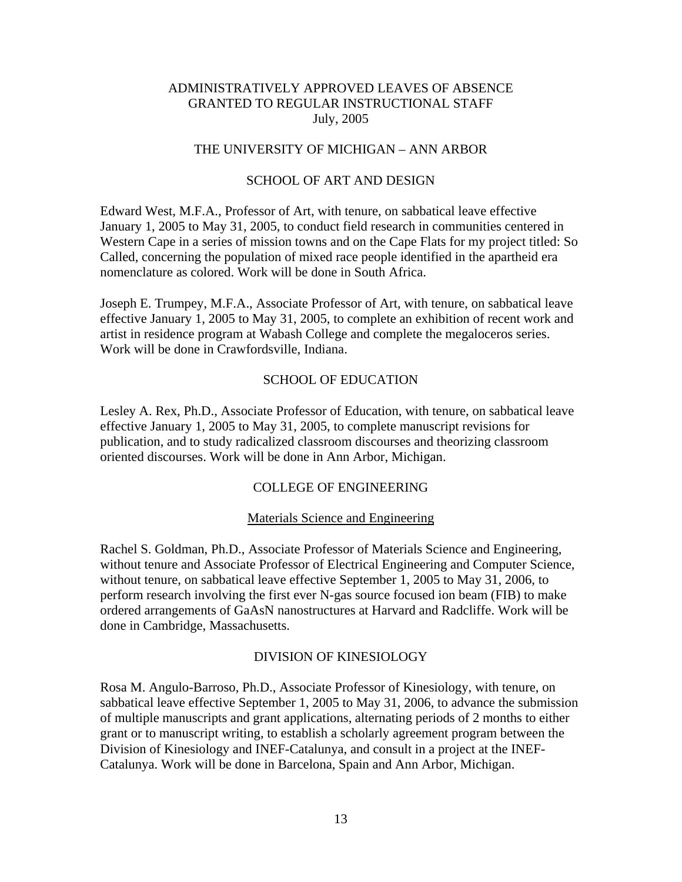# ADMINISTRATIVELY APPROVED LEAVES OF ABSENCE GRANTED TO REGULAR INSTRUCTIONAL STAFF

July, 2005

## THE UNIVERSITY OF MICHIGAN – ANN ARBOR

### SCHOOL OF ART AND DESIGN

Edward West, M.F.A., Professor of Art, with tenure, on sabbatical leave effective January 1, 2005 to May 31, 2005, to conduct field research in communities centered in Western Cape in a series of mission towns and on the Cape Flats for my project titled: So Called, concerning the population of mixed race people identified in the apartheid era nomenclature as colored. Work will be done in South Africa.

Joseph E. Trumpey, M.F.A., Associate Professor of Art, with tenure, on sabbatical leave effective January 1, 2005 to May 31, 2005, to complete an exhibition of recent work and artist in residence program at Wabash College and complete the megaloceros series. Work will be done in Crawfordsville, Indiana.

### SCHOOL OF EDUCATION

Lesley A. Rex, Ph.D., Associate Professor of Education, with tenure, on sabbatical leave effective January 1, 2005 to May 31, 2005, to complete manuscript revisions for publication, and to study radicalized classroom discourses and theorizing classroom oriented discourses. Work will be done in Ann Arbor, Michigan.

### COLLEGE OF ENGINEERING

#### Materials Science and Engineering

Rachel S. Goldman, Ph.D., Associate Professor of Materials Science and Engineering, without tenure and Associate Professor of Electrical Engineering and Computer Science, without tenure, on sabbatical leave effective September 1, 2005 to May 31, 2006, to perform research involving the first ever N-gas source focused ion beam (FIB) to make ordered arrangements of GaAsN nanostructures at Harvard and Radcliffe. Work will be done in Cambridge, Massachusetts.

### DIVISION OF KINESIOLOGY

Rosa M. Angulo-Barroso, Ph.D., Associate Professor of Kinesiology, with tenure, on sabbatical leave effective September 1, 2005 to May 31, 2006, to advance the submission of multiple manuscripts and grant applications, alternating periods of 2 months to either grant or to manuscript writing, to establish a scholarly agreement program between the Division of Kinesiology and INEF-Catalunya, and consult in a project at the INEF-Catalunya. Work will be done in Barcelona, Spain and Ann Arbor, Michigan.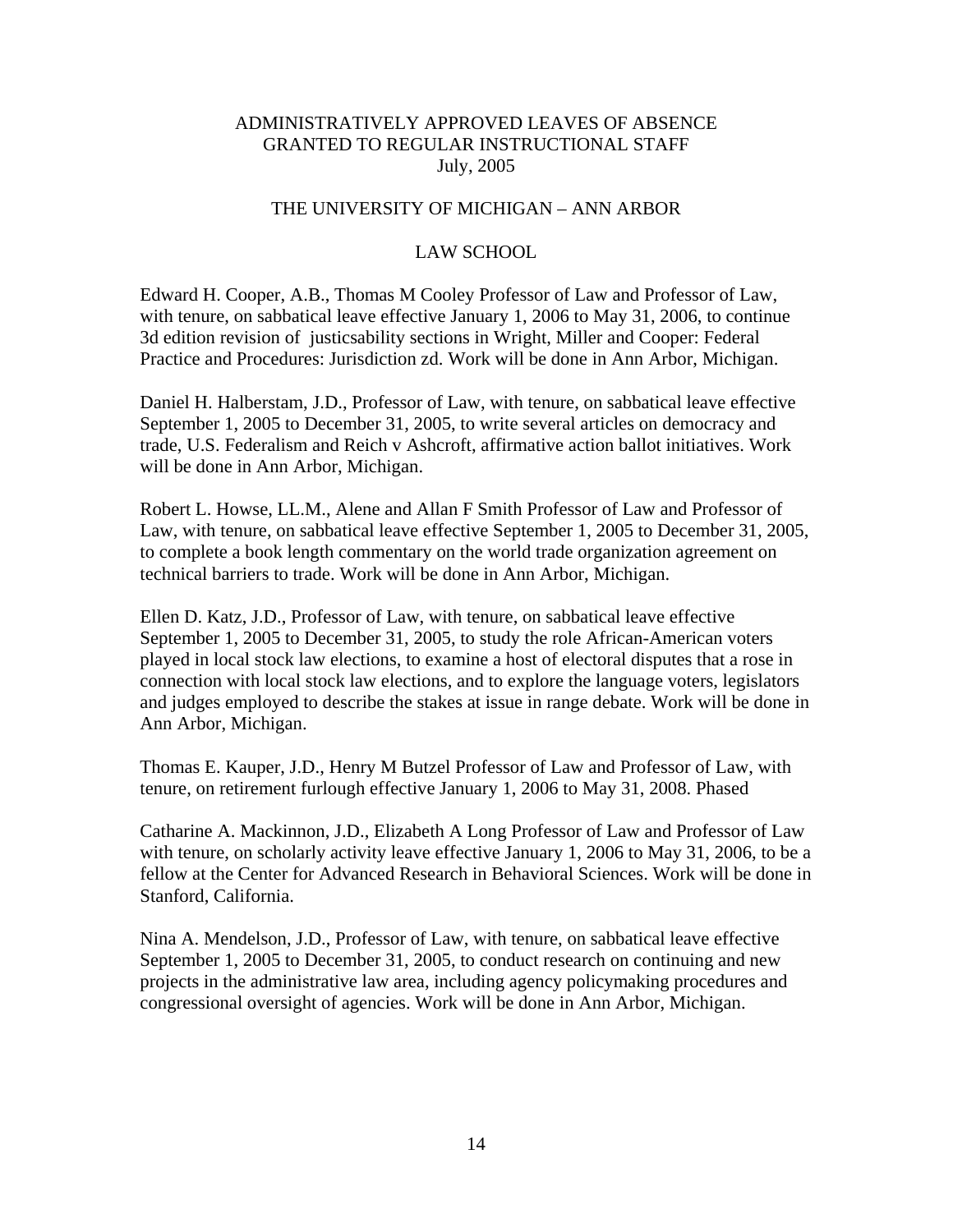ADMINISTRATIVELY APPROVED LEAVES OF ABSENCE
GRANTED TO REGULAR INSTRUCTIONAL STAFF
July, 2005

THE UNIVERSITY OF MICHIGAN – ANN ARBOR

LAW SCHOOL

Edward H. Cooper, A.B., Thomas M Cooley Professor of Law and Professor of Law, with tenure, on sabbatical leave effective January 1, 2006 to May 31, 2006, to continue 3d edition revision of justicsability sections in Wright, Miller and Cooper: Federal Practice and Procedures: Jurisdiction zd. Work will be done in Ann Arbor, Michigan.

Daniel H. Halberstam, J.D., Professor of Law, with tenure, on sabbatical leave effective September 1, 2005 to December 31, 2005, to write several articles on democracy and trade, U.S. Federalism and Reich v Ashcroft, affirmative action ballot initiatives. Work will be done in Ann Arbor, Michigan.

Robert L. Howse, LL.M., Alene and Allan F Smith Professor of Law and Professor of Law, with tenure, on sabbatical leave effective September 1, 2005 to December 31, 2005, to complete a book length commentary on the world trade organization agreement on technical barriers to trade. Work will be done in Ann Arbor, Michigan.

Ellen D. Katz, J.D., Professor of Law, with tenure, on sabbatical leave effective September 1, 2005 to December 31, 2005, to study the role African-American voters played in local stock law elections, to examine a host of electoral disputes that a rose in connection with local stock law elections, and to explore the language voters, legislators and judges employed to describe the stakes at issue in range debate. Work will be done in Ann Arbor, Michigan.

Thomas E. Kauper, J.D., Henry M Butzel Professor of Law and Professor of Law, with tenure, on retirement furlough effective January 1, 2006 to May 31, 2008. Phased

Catharine A. Mackinnon, J.D., Elizabeth A Long Professor of Law and Professor of Law with tenure, on scholarly activity leave effective January 1, 2006 to May 31, 2006, to be a fellow at the Center for Advanced Research in Behavioral Sciences. Work will be done in Stanford, California.

Nina A. Mendelson, J.D., Professor of Law, with tenure, on sabbatical leave effective September 1, 2005 to December 31, 2005, to conduct research on continuing and new projects in the administrative law area, including agency policymaking procedures and congressional oversight of agencies. Work will be done in Ann Arbor, Michigan.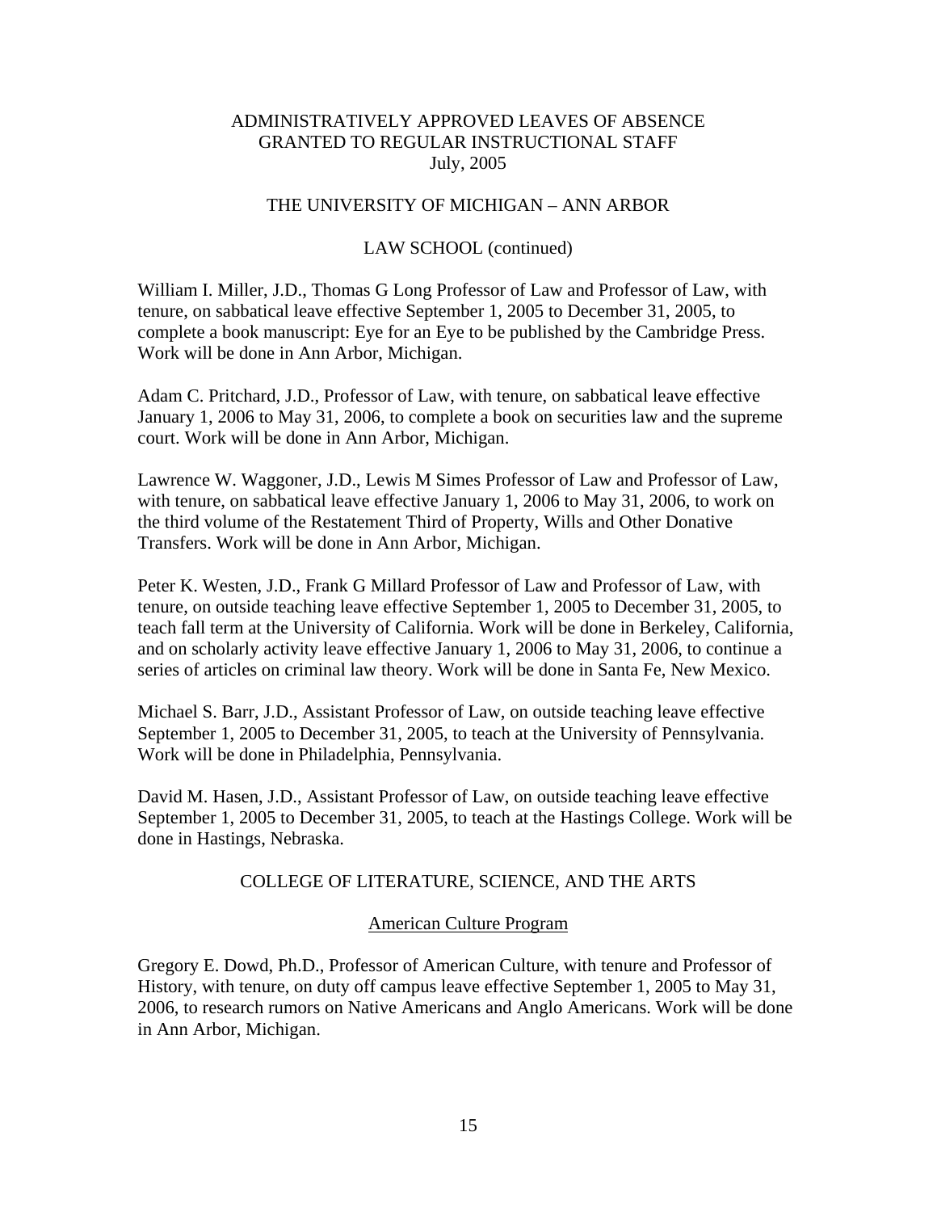ADMINISTRATIVELY APPROVED LEAVES OF ABSENCE
GRANTED TO REGULAR INSTRUCTIONAL STAFF
July, 2005

THE UNIVERSITY OF MICHIGAN – ANN ARBOR

LAW SCHOOL (continued)

William I. Miller, J.D., Thomas G Long Professor of Law and Professor of Law, with tenure, on sabbatical leave effective September 1, 2005 to December 31, 2005, to complete a book manuscript: Eye for an Eye to be published by the Cambridge Press. Work will be done in Ann Arbor, Michigan.

Adam C. Pritchard, J.D., Professor of Law, with tenure, on sabbatical leave effective January 1, 2006 to May 31, 2006, to complete a book on securities law and the supreme court. Work will be done in Ann Arbor, Michigan.

Lawrence W. Waggoner, J.D., Lewis M Simes Professor of Law and Professor of Law, with tenure, on sabbatical leave effective January 1, 2006 to May 31, 2006, to work on the third volume of the Restatement Third of Property, Wills and Other Donative Transfers. Work will be done in Ann Arbor, Michigan.

Peter K. Westen, J.D., Frank G Millard Professor of Law and Professor of Law, with tenure, on outside teaching leave effective September 1, 2005 to December 31, 2005, to teach fall term at the University of California. Work will be done in Berkeley, California, and on scholarly activity leave effective January 1, 2006 to May 31, 2006, to continue a series of articles on criminal law theory. Work will be done in Santa Fe, New Mexico.

Michael S. Barr, J.D., Assistant Professor of Law, on outside teaching leave effective September 1, 2005 to December 31, 2005, to teach at the University of Pennsylvania. Work will be done in Philadelphia, Pennsylvania.

David M. Hasen, J.D., Assistant Professor of Law, on outside teaching leave effective September 1, 2005 to December 31, 2005, to teach at the Hastings College. Work will be done in Hastings, Nebraska.

COLLEGE OF LITERATURE, SCIENCE, AND THE ARTS

American Culture Program

Gregory E. Dowd, Ph.D., Professor of American Culture, with tenure and Professor of History, with tenure, on duty off campus leave effective September 1, 2005 to May 31, 2006, to research rumors on Native Americans and Anglo Americans. Work will be done in Ann Arbor, Michigan.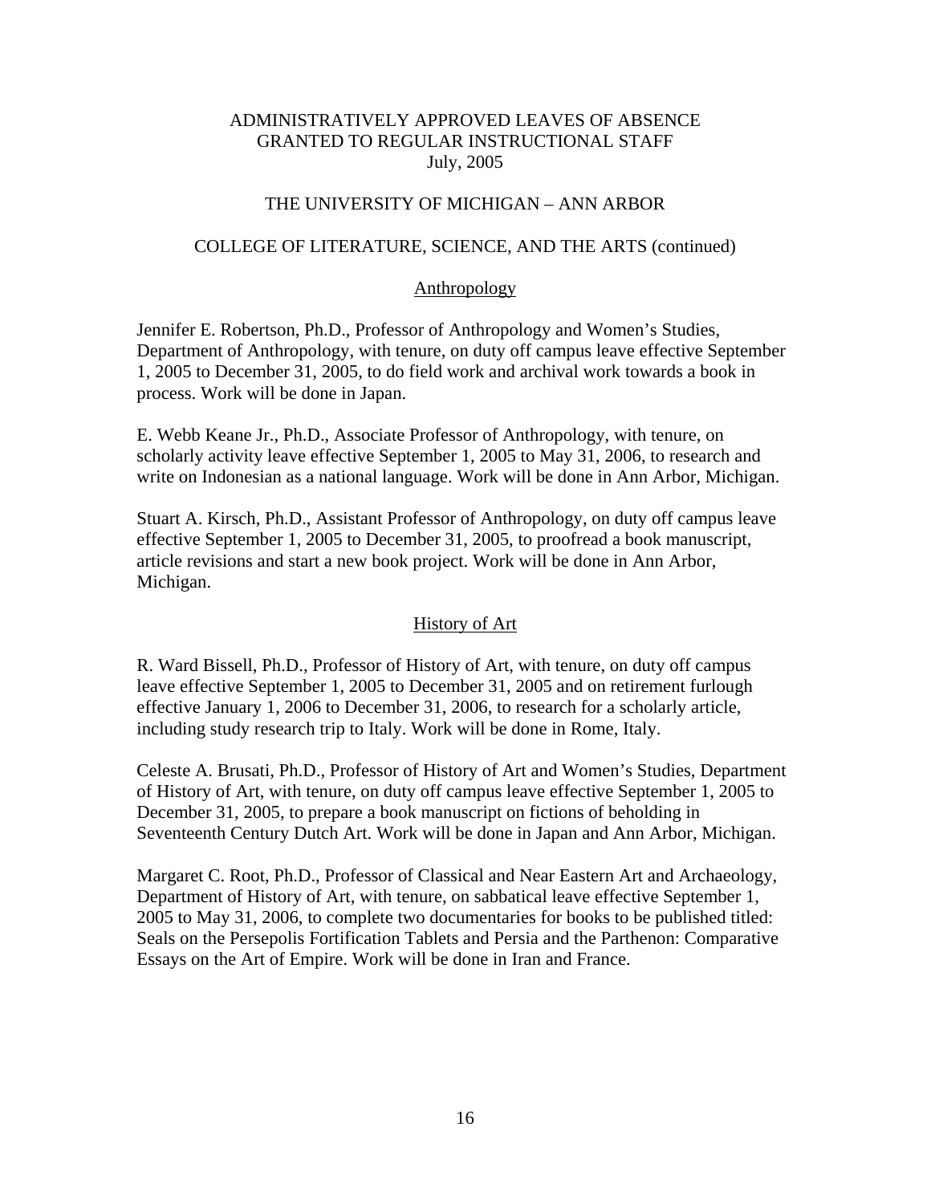ADMINISTRATIVELY APPROVED LEAVES OF ABSENCE
GRANTED TO REGULAR INSTRUCTIONAL STAFF
July, 2005

THE UNIVERSITY OF MICHIGAN – ANN ARBOR

COLLEGE OF LITERATURE, SCIENCE, AND THE ARTS (continued)

## Anthropology

Jennifer E. Robertson, Ph.D., Professor of Anthropology and Women's Studies, Department of Anthropology, with tenure, on duty off campus leave effective September 1, 2005 to December 31, 2005, to do field work and archival work towards a book in process. Work will be done in Japan.

E. Webb Keane Jr., Ph.D., Associate Professor of Anthropology, with tenure, on scholarly activity leave effective September 1, 2005 to May 31, 2006, to research and write on Indonesian as a national language. Work will be done in Ann Arbor, Michigan.

Stuart A. Kirsch, Ph.D., Assistant Professor of Anthropology, on duty off campus leave effective September 1, 2005 to December 31, 2005, to proofread a book manuscript, article revisions and start a new book project. Work will be done in Ann Arbor, Michigan.

## History of Art

R. Ward Bissell, Ph.D., Professor of History of Art, with tenure, on duty off campus leave effective September 1, 2005 to December 31, 2005 and on retirement furlough effective January 1, 2006 to December 31, 2006, to research for a scholarly article, including study research trip to Italy. Work will be done in Rome, Italy.

Celeste A. Brusati, Ph.D., Professor of History of Art and Women's Studies, Department of History of Art, with tenure, on duty off campus leave effective September 1, 2005 to December 31, 2005, to prepare a book manuscript on fictions of beholding in Seventeenth Century Dutch Art. Work will be done in Japan and Ann Arbor, Michigan.

Margaret C. Root, Ph.D., Professor of Classical and Near Eastern Art and Archaeology, Department of History of Art, with tenure, on sabbatical leave effective September 1, 2005 to May 31, 2006, to complete two documentaries for books to be published titled: Seals on the Persepolis Fortification Tablets and Persia and the Parthenon: Comparative Essays on the Art of Empire. Work will be done in Iran and France.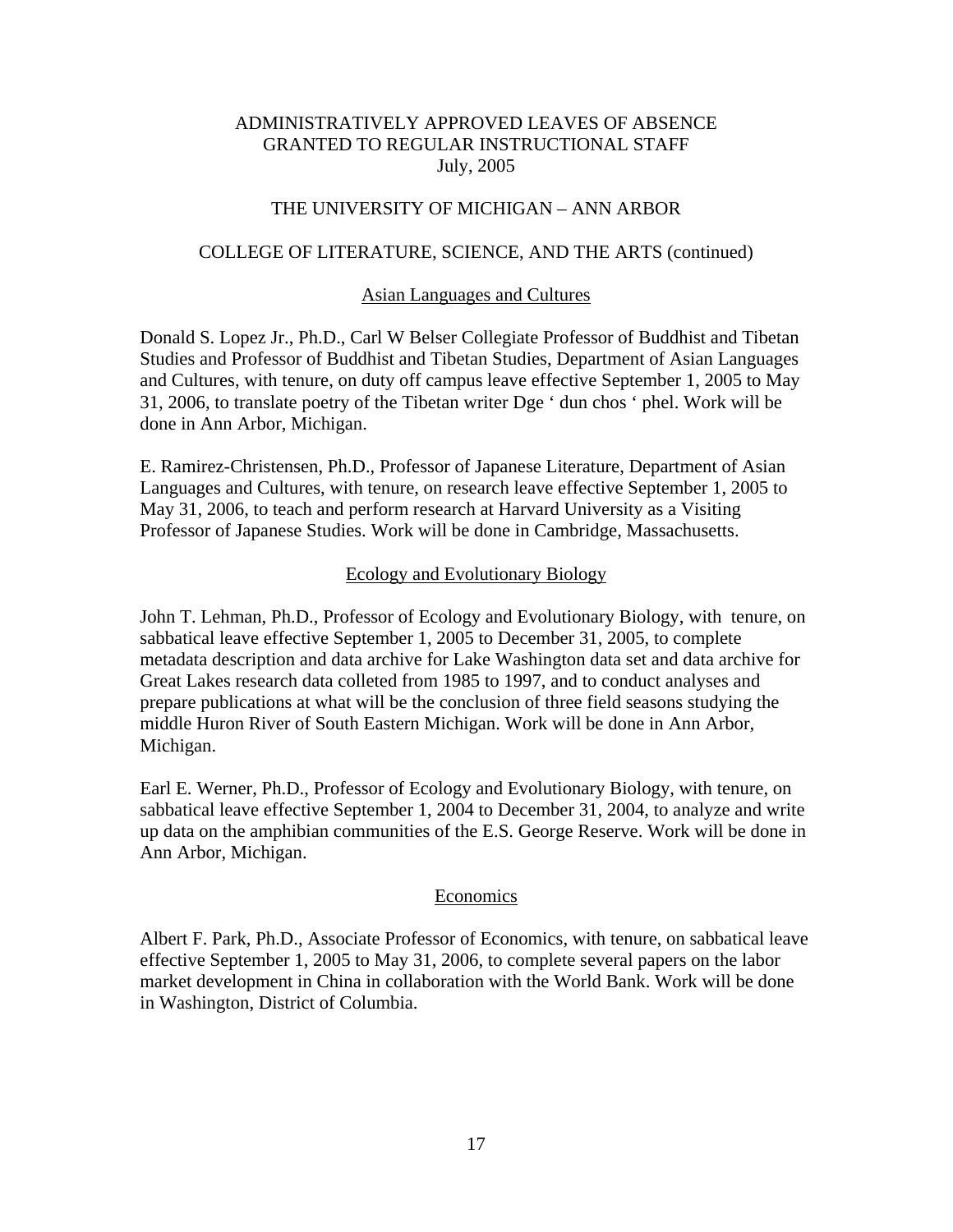ADMINISTRATIVELY APPROVED LEAVES OF ABSENCE
GRANTED TO REGULAR INSTRUCTIONAL STAFF
July, 2005

THE UNIVERSITY OF MICHIGAN – ANN ARBOR

COLLEGE OF LITERATURE, SCIENCE, AND THE ARTS (continued)

Asian Languages and Cultures

Donald S. Lopez Jr., Ph.D., Carl W Belser Collegiate Professor of Buddhist and Tibetan Studies and Professor of Buddhist and Tibetan Studies, Department of Asian Languages and Cultures, with tenure, on duty off campus leave effective September 1, 2005 to May 31, 2006, to translate poetry of the Tibetan writer Dge ' dun chos ' phel. Work will be done in Ann Arbor, Michigan.

E. Ramirez-Christensen, Ph.D., Professor of Japanese Literature, Department of Asian Languages and Cultures, with tenure, on research leave effective September 1, 2005 to May 31, 2006, to teach and perform research at Harvard University as a Visiting Professor of Japanese Studies. Work will be done in Cambridge, Massachusetts.

Ecology and Evolutionary Biology

John T. Lehman, Ph.D., Professor of Ecology and Evolutionary Biology, with tenure, on sabbatical leave effective September 1, 2005 to December 31, 2005, to complete metadata description and data archive for Lake Washington data set and data archive for Great Lakes research data colleted from 1985 to 1997, and to conduct analyses and prepare publications at what will be the conclusion of three field seasons studying the middle Huron River of South Eastern Michigan. Work will be done in Ann Arbor, Michigan.

Earl E. Werner, Ph.D., Professor of Ecology and Evolutionary Biology, with tenure, on sabbatical leave effective September 1, 2004 to December 31, 2004, to analyze and write up data on the amphibian communities of the E.S. George Reserve. Work will be done in Ann Arbor, Michigan.

Economics

Albert F. Park, Ph.D., Associate Professor of Economics, with tenure, on sabbatical leave effective September 1, 2005 to May 31, 2006, to complete several papers on the labor market development in China in collaboration with the World Bank. Work will be done in Washington, District of Columbia.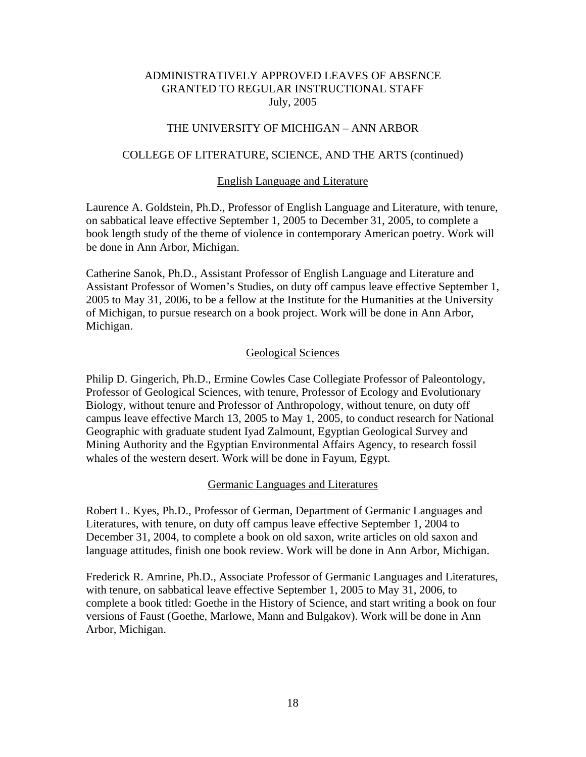ADMINISTRATIVELY APPROVED LEAVES OF ABSENCE
GRANTED TO REGULAR INSTRUCTIONAL STAFF
July, 2005

THE UNIVERSITY OF MICHIGAN – ANN ARBOR

COLLEGE OF LITERATURE, SCIENCE, AND THE ARTS (continued)

English Language and Literature

Laurence A. Goldstein, Ph.D., Professor of English Language and Literature, with tenure, on sabbatical leave effective September 1, 2005 to December 31, 2005, to complete a book length study of the theme of violence in contemporary American poetry. Work will be done in Ann Arbor, Michigan.

Catherine Sanok, Ph.D., Assistant Professor of English Language and Literature and Assistant Professor of Women's Studies, on duty off campus leave effective September 1, 2005 to May 31, 2006, to be a fellow at the Institute for the Humanities at the University of Michigan, to pursue research on a book project. Work will be done in Ann Arbor, Michigan.

Geological Sciences

Philip D. Gingerich, Ph.D., Ermine Cowles Case Collegiate Professor of Paleontology, Professor of Geological Sciences, with tenure, Professor of Ecology and Evolutionary Biology, without tenure and Professor of Anthropology, without tenure, on duty off campus leave effective March 13, 2005 to May 1, 2005, to conduct research for National Geographic with graduate student Iyad Zalmount, Egyptian Geological Survey and Mining Authority and the Egyptian Environmental Affairs Agency, to research fossil whales of the western desert. Work will be done in Fayum, Egypt.

Germanic Languages and Literatures

Robert L. Kyes, Ph.D., Professor of German, Department of Germanic Languages and Literatures, with tenure, on duty off campus leave effective September 1, 2004 to December 31, 2004, to complete a book on old saxon, write articles on old saxon and language attitudes, finish one book review. Work will be done in Ann Arbor, Michigan.

Frederick R. Amrine, Ph.D., Associate Professor of Germanic Languages and Literatures, with tenure, on sabbatical leave effective September 1, 2005 to May 31, 2006, to complete a book titled: Goethe in the History of Science, and start writing a book on four versions of Faust (Goethe, Marlowe, Mann and Bulgakov). Work will be done in Ann Arbor, Michigan.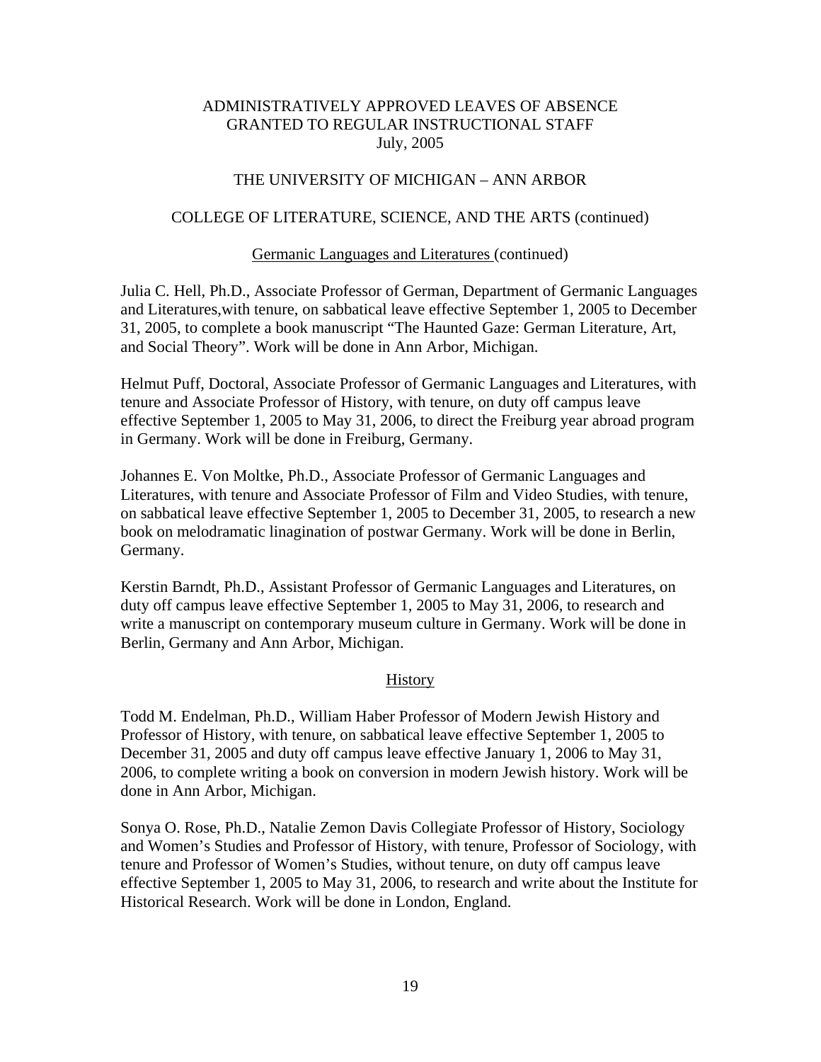ADMINISTRATIVELY APPROVED LEAVES OF ABSENCE
GRANTED TO REGULAR INSTRUCTIONAL STAFF
July, 2005

THE UNIVERSITY OF MICHIGAN – ANN ARBOR

COLLEGE OF LITERATURE, SCIENCE, AND THE ARTS (continued)

Germanic Languages and Literatures (continued)

Julia C. Hell, Ph.D., Associate Professor of German, Department of Germanic Languages and Literatures,with tenure, on sabbatical leave effective September 1, 2005 to December 31, 2005, to complete a book manuscript "The Haunted Gaze: German Literature, Art, and Social Theory". Work will be done in Ann Arbor, Michigan.

Helmut Puff, Doctoral, Associate Professor of Germanic Languages and Literatures, with tenure and Associate Professor of History, with tenure, on duty off campus leave effective September 1, 2005 to May 31, 2006, to direct the Freiburg year abroad program in Germany. Work will be done in Freiburg, Germany.

Johannes E. Von Moltke, Ph.D., Associate Professor of Germanic Languages and Literatures, with tenure and Associate Professor of Film and Video Studies, with tenure, on sabbatical leave effective September 1, 2005 to December 31, 2005, to research a new book on melodramatic linagination of postwar Germany. Work will be done in Berlin, Germany.

Kerstin Barndt, Ph.D., Assistant Professor of Germanic Languages and Literatures, on duty off campus leave effective September 1, 2005 to May 31, 2006, to research and write a manuscript on contemporary museum culture in Germany. Work will be done in Berlin, Germany and Ann Arbor, Michigan.

History

Todd M. Endelman, Ph.D., William Haber Professor of Modern Jewish History and Professor of History, with tenure, on sabbatical leave effective September 1, 2005 to December 31, 2005 and duty off campus leave effective January 1, 2006 to May 31, 2006, to complete writing a book on conversion in modern Jewish history. Work will be done in Ann Arbor, Michigan.

Sonya O. Rose, Ph.D., Natalie Zemon Davis Collegiate Professor of History, Sociology and Women's Studies and Professor of History, with tenure, Professor of Sociology, with tenure and Professor of Women's Studies, without tenure, on duty off campus leave effective September 1, 2005 to May 31, 2006, to research and write about the Institute for Historical Research. Work will be done in London, England.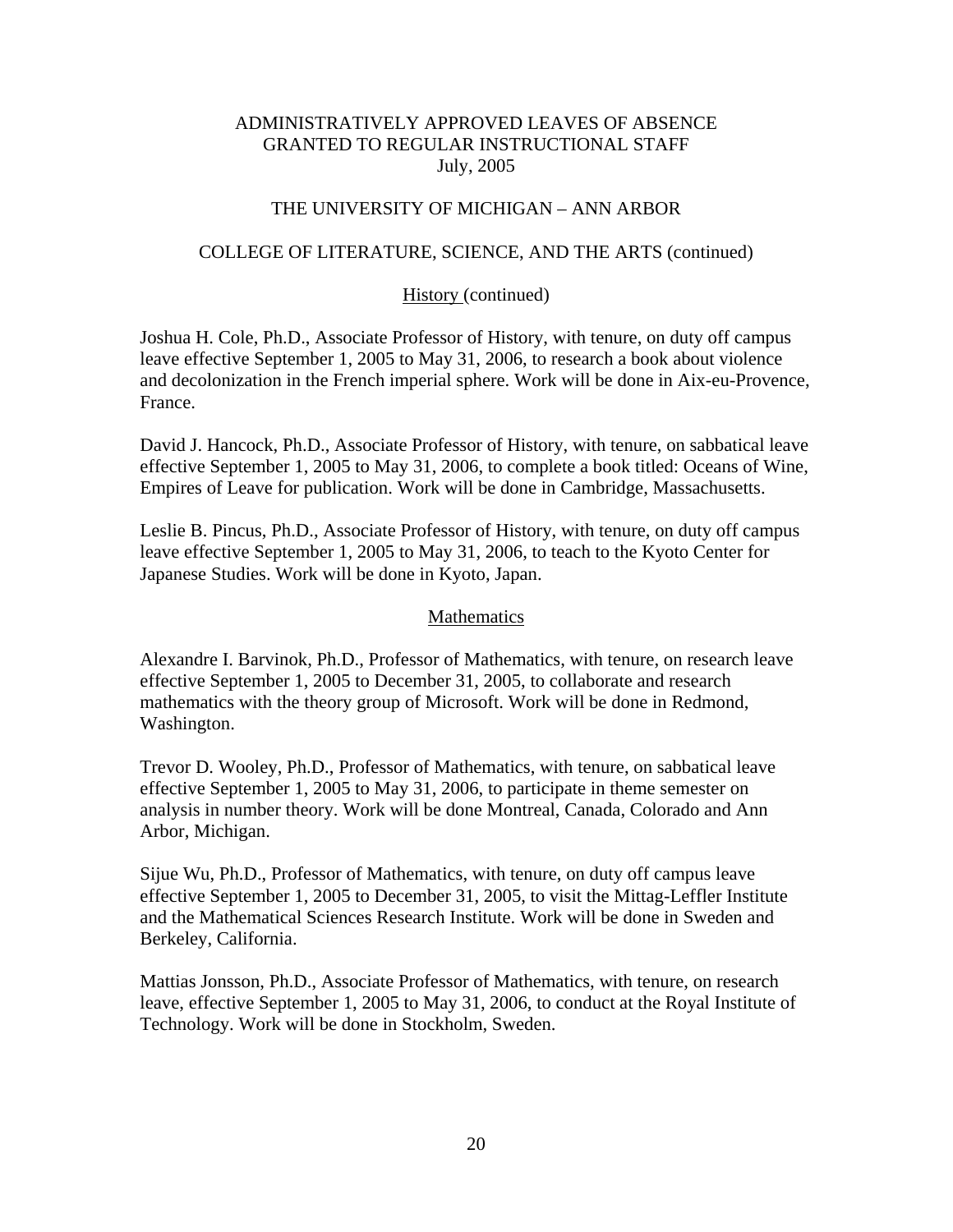ADMINISTRATIVELY APPROVED LEAVES OF ABSENCE
GRANTED TO REGULAR INSTRUCTIONAL STAFF
July, 2005

THE UNIVERSITY OF MICHIGAN – ANN ARBOR

COLLEGE OF LITERATURE, SCIENCE, AND THE ARTS (continued)

History (continued)

Joshua H. Cole, Ph.D., Associate Professor of History, with tenure, on duty off campus leave effective September 1, 2005 to May 31, 2006, to research a book about violence and decolonization in the French imperial sphere. Work will be done in Aix-eu-Provence, France.

David J. Hancock, Ph.D., Associate Professor of History, with tenure, on sabbatical leave effective September 1, 2005 to May 31, 2006, to complete a book titled: Oceans of Wine, Empires of Leave for publication. Work will be done in Cambridge, Massachusetts.

Leslie B. Pincus, Ph.D., Associate Professor of History, with tenure, on duty off campus leave effective September 1, 2005 to May 31, 2006, to teach to the Kyoto Center for Japanese Studies. Work will be done in Kyoto, Japan.

Mathematics

Alexandre I. Barvinok, Ph.D., Professor of Mathematics, with tenure, on research leave effective September 1, 2005 to December 31, 2005, to collaborate and research mathematics with the theory group of Microsoft. Work will be done in Redmond, Washington.

Trevor D. Wooley, Ph.D., Professor of Mathematics, with tenure, on sabbatical leave effective September 1, 2005 to May 31, 2006, to participate in theme semester on analysis in number theory. Work will be done Montreal, Canada, Colorado and Ann Arbor, Michigan.

Sijue Wu, Ph.D., Professor of Mathematics, with tenure, on duty off campus leave effective September 1, 2005 to December 31, 2005, to visit the Mittag-Leffler Institute and the Mathematical Sciences Research Institute. Work will be done in Sweden and Berkeley, California.

Mattias Jonsson, Ph.D., Associate Professor of Mathematics, with tenure, on research leave, effective September 1, 2005 to May 31, 2006, to conduct at the Royal Institute of Technology. Work will be done in Stockholm, Sweden.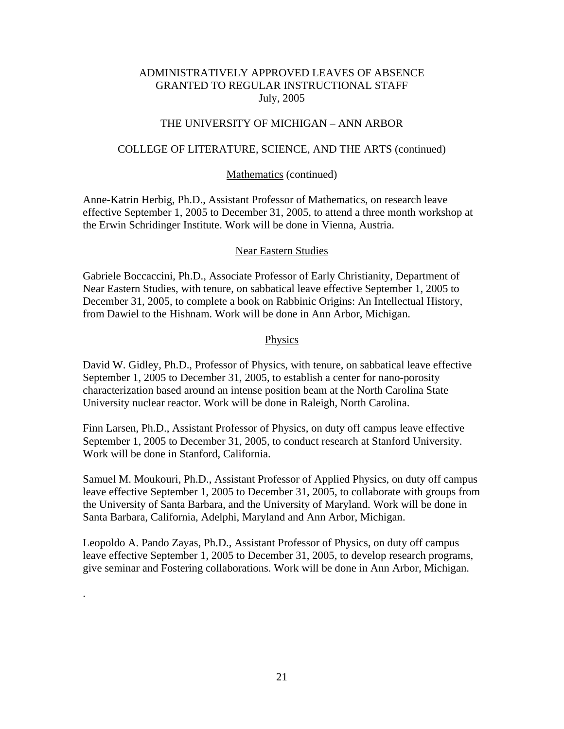ADMINISTRATIVELY APPROVED LEAVES OF ABSENCE
GRANTED TO REGULAR INSTRUCTIONAL STAFF
July, 2005

THE UNIVERSITY OF MICHIGAN – ANN ARBOR

COLLEGE OF LITERATURE, SCIENCE, AND THE ARTS (continued)

Mathematics (continued)

Anne-Katrin Herbig, Ph.D., Assistant Professor of Mathematics, on research leave effective September 1, 2005 to December 31, 2005, to attend a three month workshop at the Erwin Schridinger Institute. Work will be done in Vienna, Austria.

Near Eastern Studies

Gabriele Boccaccini, Ph.D., Associate Professor of Early Christianity, Department of Near Eastern Studies, with tenure, on sabbatical leave effective September 1, 2005 to December 31, 2005, to complete a book on Rabbinic Origins: An Intellectual History, from Dawiel to the Hishnam. Work will be done in Ann Arbor, Michigan.

Physics

David W. Gidley, Ph.D., Professor of Physics, with tenure, on sabbatical leave effective September 1, 2005 to December 31, 2005, to establish a center for nano-porosity characterization based around an intense position beam at the North Carolina State University nuclear reactor. Work will be done in Raleigh, North Carolina.

Finn Larsen, Ph.D., Assistant Professor of Physics, on duty off campus leave effective September 1, 2005 to December 31, 2005, to conduct research at Stanford University. Work will be done in Stanford, California.

Samuel M. Moukouri, Ph.D., Assistant Professor of Applied Physics, on duty off campus leave effective September 1, 2005 to December 31, 2005, to collaborate with groups from the University of Santa Barbara, and the University of Maryland. Work will be done in Santa Barbara, California, Adelphi, Maryland and Ann Arbor, Michigan.

Leopoldo A. Pando Zayas, Ph.D., Assistant Professor of Physics, on duty off campus leave effective September 1, 2005 to December 31, 2005, to develop research programs, give seminar and Fostering collaborations. Work will be done in Ann Arbor, Michigan.

.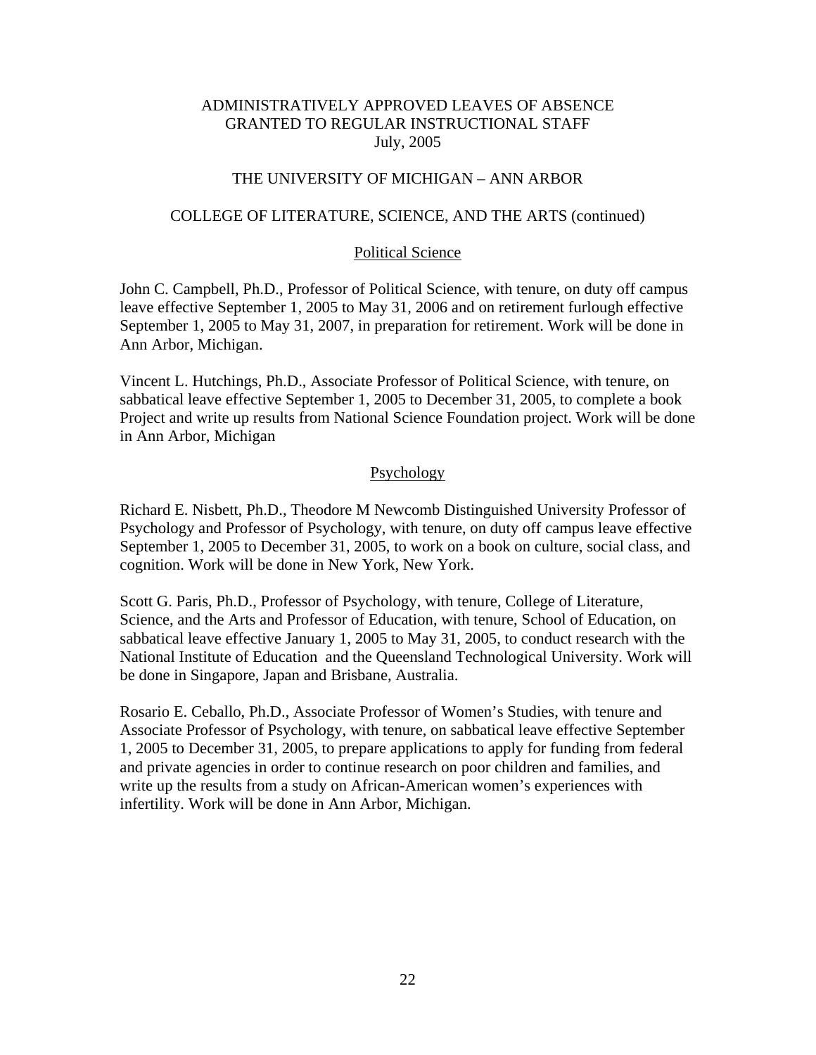ADMINISTRATIVELY APPROVED LEAVES OF ABSENCE
GRANTED TO REGULAR INSTRUCTIONAL STAFF
July, 2005

THE UNIVERSITY OF MICHIGAN – ANN ARBOR

COLLEGE OF LITERATURE, SCIENCE, AND THE ARTS (continued)

## Political Science

John C. Campbell, Ph.D., Professor of Political Science, with tenure, on duty off campus leave effective September 1, 2005 to May 31, 2006 and on retirement furlough effective September 1, 2005 to May 31, 2007, in preparation for retirement. Work will be done in Ann Arbor, Michigan.

Vincent L. Hutchings, Ph.D., Associate Professor of Political Science, with tenure, on sabbatical leave effective September 1, 2005 to December 31, 2005, to complete a book Project and write up results from National Science Foundation project. Work will be done in Ann Arbor, Michigan

## Psychology

Richard E. Nisbett, Ph.D., Theodore M Newcomb Distinguished University Professor of Psychology and Professor of Psychology, with tenure, on duty off campus leave effective September 1, 2005 to December 31, 2005, to work on a book on culture, social class, and cognition. Work will be done in New York, New York.

Scott G. Paris, Ph.D., Professor of Psychology, with tenure, College of Literature, Science, and the Arts and Professor of Education, with tenure, School of Education, on sabbatical leave effective January 1, 2005 to May 31, 2005, to conduct research with the National Institute of Education and the Queensland Technological University. Work will be done in Singapore, Japan and Brisbane, Australia.

Rosario E. Ceballo, Ph.D., Associate Professor of Women's Studies, with tenure and Associate Professor of Psychology, with tenure, on sabbatical leave effective September 1, 2005 to December 31, 2005, to prepare applications to apply for funding from federal and private agencies in order to continue research on poor children and families, and write up the results from a study on African-American women's experiences with infertility. Work will be done in Ann Arbor, Michigan.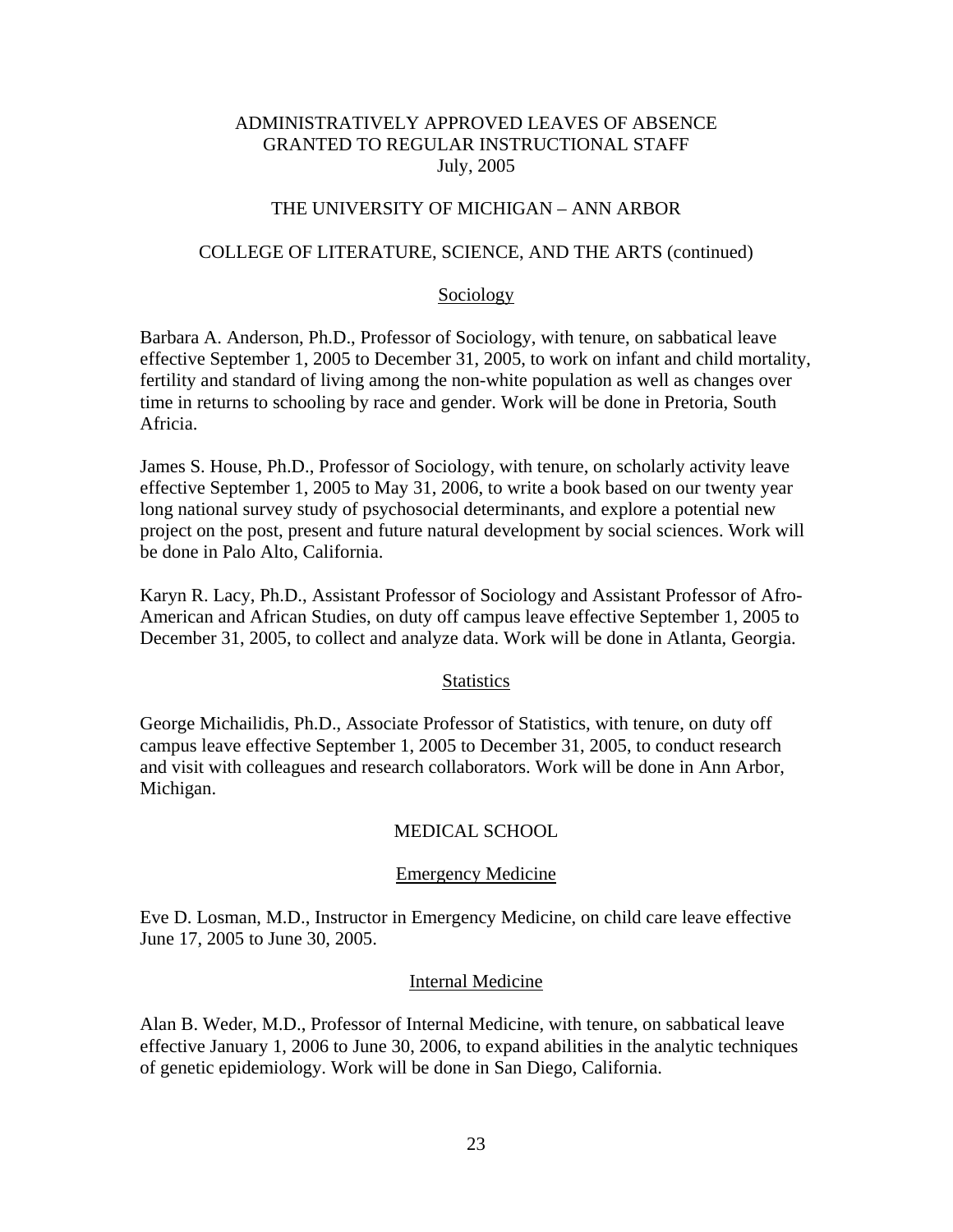ADMINISTRATIVELY APPROVED LEAVES OF ABSENCE
GRANTED TO REGULAR INSTRUCTIONAL STAFF
July, 2005

THE UNIVERSITY OF MICHIGAN – ANN ARBOR

COLLEGE OF LITERATURE, SCIENCE, AND THE ARTS (continued)

Sociology

Barbara A. Anderson, Ph.D., Professor of Sociology, with tenure, on sabbatical leave effective September 1, 2005 to December 31, 2005, to work on infant and child mortality, fertility and standard of living among the non-white population as well as changes over time in returns to schooling by race and gender. Work will be done in Pretoria, South Africa.

James S. House, Ph.D., Professor of Sociology, with tenure, on scholarly activity leave effective September 1, 2005 to May 31, 2006, to write a book based on our twenty year long national survey study of psychosocial determinants, and explore a potential new project on the post, present and future natural development by social sciences. Work will be done in Palo Alto, California.

Karyn R. Lacy, Ph.D., Assistant Professor of Sociology and Assistant Professor of Afro-American and African Studies, on duty off campus leave effective September 1, 2005 to December 31, 2005, to collect and analyze data. Work will be done in Atlanta, Georgia.

Statistics

George Michailidis, Ph.D., Associate Professor of Statistics, with tenure, on duty off campus leave effective September 1, 2005 to December 31, 2005, to conduct research and visit with colleagues and research collaborators. Work will be done in Ann Arbor, Michigan.

MEDICAL SCHOOL

Emergency Medicine

Eve D. Losman, M.D., Instructor in Emergency Medicine, on child care leave effective June 17, 2005 to June 30, 2005.

Internal Medicine

Alan B. Weder, M.D., Professor of Internal Medicine, with tenure, on sabbatical leave effective January 1, 2006 to June 30, 2006, to expand abilities in the analytic techniques of genetic epidemiology. Work will be done in San Diego, California.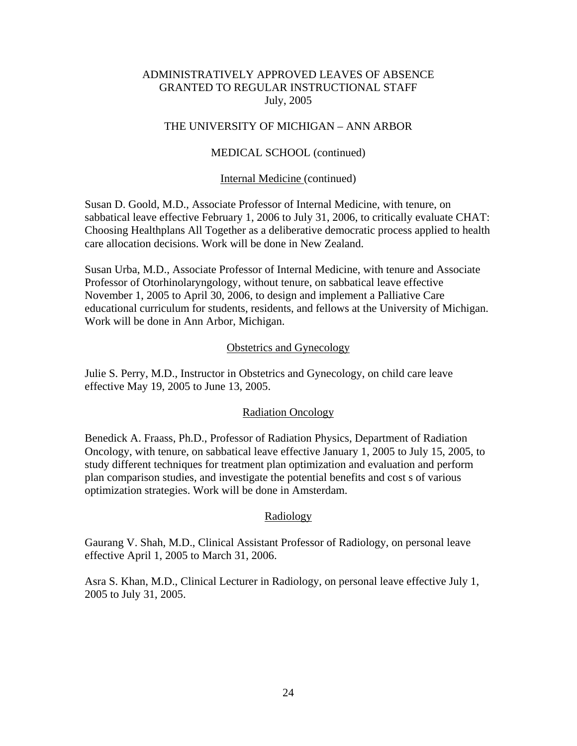ADMINISTRATIVELY APPROVED LEAVES OF ABSENCE
GRANTED TO REGULAR INSTRUCTIONAL STAFF
July, 2005

THE UNIVERSITY OF MICHIGAN – ANN ARBOR

MEDICAL SCHOOL (continued)

Internal Medicine (continued)

Susan D. Goold, M.D., Associate Professor of Internal Medicine, with tenure, on sabbatical leave effective February 1, 2006 to July 31, 2006, to critically evaluate CHAT: Choosing Healthplans All Together as a deliberative democratic process applied to health care allocation decisions. Work will be done in New Zealand.

Susan Urba, M.D., Associate Professor of Internal Medicine, with tenure and Associate Professor of Otorhinolaryngology, without tenure, on sabbatical leave effective November 1, 2005 to April 30, 2006, to design and implement a Palliative Care educational curriculum for students, residents, and fellows at the University of Michigan. Work will be done in Ann Arbor, Michigan.

Obstetrics and Gynecology

Julie S. Perry, M.D., Instructor in Obstetrics and Gynecology, on child care leave effective May 19, 2005 to June 13, 2005.

Radiation Oncology

Benedick A. Fraass, Ph.D., Professor of Radiation Physics, Department of Radiation Oncology, with tenure, on sabbatical leave effective January 1, 2005 to July 15, 2005, to study different techniques for treatment plan optimization and evaluation and perform plan comparison studies, and investigate the potential benefits and cost s of various optimization strategies. Work will be done in Amsterdam.

Radiology

Gaurang V. Shah, M.D., Clinical Assistant Professor of Radiology, on personal leave effective April 1, 2005 to March 31, 2006.

Asra S. Khan, M.D., Clinical Lecturer in Radiology, on personal leave effective July 1, 2005 to July 31, 2005.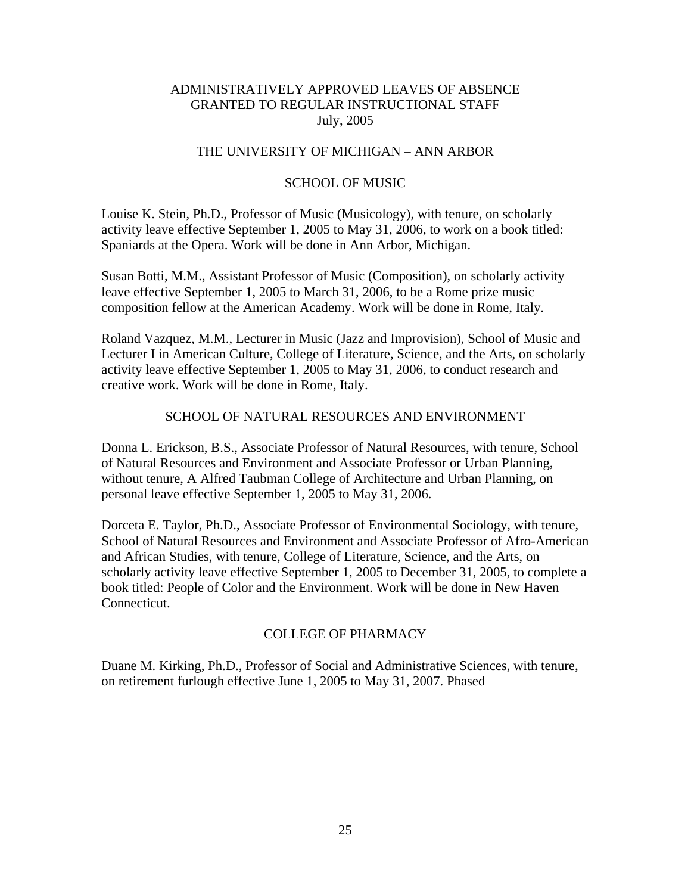# ADMINISTRATIVELY APPROVED LEAVES OF ABSENCE GRANTED TO REGULAR INSTRUCTIONAL STAFF

July, 2005

## THE UNIVERSITY OF MICHIGAN – ANN ARBOR

### SCHOOL OF MUSIC

Louise K. Stein, Ph.D., Professor of Music (Musicology), with tenure, on scholarly activity leave effective September 1, 2005 to May 31, 2006, to work on a book titled: Spaniards at the Opera. Work will be done in Ann Arbor, Michigan.

Susan Botti, M.M., Assistant Professor of Music (Composition), on scholarly activity leave effective September 1, 2005 to March 31, 2006, to be a Rome prize music composition fellow at the American Academy. Work will be done in Rome, Italy.

Roland Vazquez, M.M., Lecturer in Music (Jazz and Improvision), School of Music and Lecturer I in American Culture, College of Literature, Science, and the Arts, on scholarly activity leave effective September 1, 2005 to May 31, 2006, to conduct research and creative work. Work will be done in Rome, Italy.

### SCHOOL OF NATURAL RESOURCES AND ENVIRONMENT

Donna L. Erickson, B.S., Associate Professor of Natural Resources, with tenure, School of Natural Resources and Environment and Associate Professor or Urban Planning, without tenure, A Alfred Taubman College of Architecture and Urban Planning, on personal leave effective September 1, 2005 to May 31, 2006.

Dorceta E. Taylor, Ph.D., Associate Professor of Environmental Sociology, with tenure, School of Natural Resources and Environment and Associate Professor of Afro-American and African Studies, with tenure, College of Literature, Science, and the Arts, on scholarly activity leave effective September 1, 2005 to December 31, 2005, to complete a book titled: People of Color and the Environment. Work will be done in New Haven Connecticut.

### COLLEGE OF PHARMACY

Duane M. Kirking, Ph.D., Professor of Social and Administrative Sciences, with tenure, on retirement furlough effective June 1, 2005 to May 31, 2007. Phased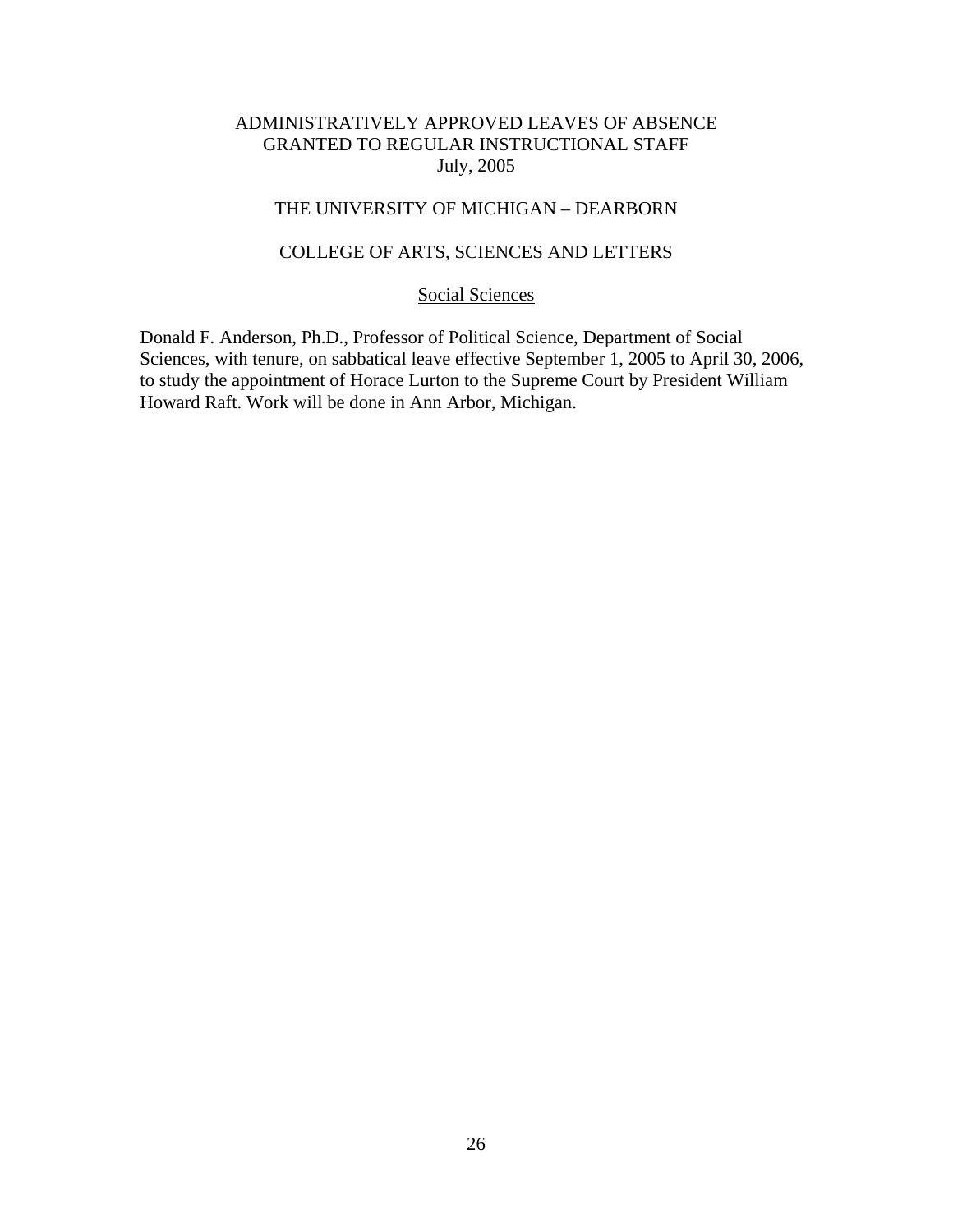ADMINISTRATIVELY APPROVED LEAVES OF ABSENCE
GRANTED TO REGULAR INSTRUCTIONAL STAFF
July, 2005

THE UNIVERSITY OF MICHIGAN – DEARBORN

COLLEGE OF ARTS, SCIENCES AND LETTERS

Social Sciences

Donald F. Anderson, Ph.D., Professor of Political Science, Department of Social Sciences, with tenure, on sabbatical leave effective September 1, 2005 to April 30, 2006, to study the appointment of Horace Lurton to the Supreme Court by President William Howard Raft. Work will be done in Ann Arbor, Michigan.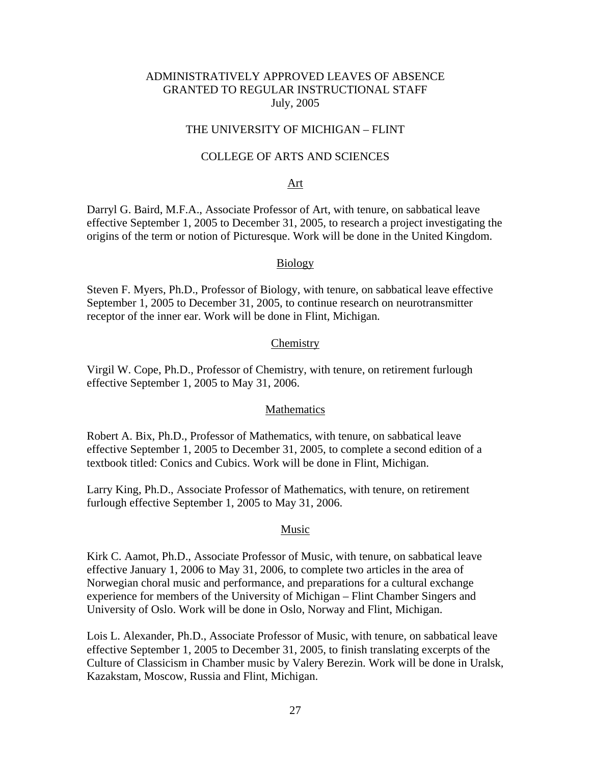ADMINISTRATIVELY APPROVED LEAVES OF ABSENCE
GRANTED TO REGULAR INSTRUCTIONAL STAFF
July, 2005

THE UNIVERSITY OF MICHIGAN – FLINT

COLLEGE OF ARTS AND SCIENCES

Art

Darryl G. Baird, M.F.A., Associate Professor of Art, with tenure, on sabbatical leave effective September 1, 2005 to December 31, 2005, to research a project investigating the origins of the term or notion of Picturesque. Work will be done in the United Kingdom.

Biology

Steven F. Myers, Ph.D., Professor of Biology, with tenure, on sabbatical leave effective September 1, 2005 to December 31, 2005, to continue research on neurotransmitter receptor of the inner ear. Work will be done in Flint, Michigan.

Chemistry

Virgil W. Cope, Ph.D., Professor of Chemistry, with tenure, on retirement furlough effective September 1, 2005 to May 31, 2006.

Mathematics

Robert A. Bix, Ph.D., Professor of Mathematics, with tenure, on sabbatical leave effective September 1, 2005 to December 31, 2005, to complete a second edition of a textbook titled: Conics and Cubics. Work will be done in Flint, Michigan.

Larry King, Ph.D., Associate Professor of Mathematics, with tenure, on retirement furlough effective September 1, 2005 to May 31, 2006.

Music

Kirk C. Aamot, Ph.D., Associate Professor of Music, with tenure, on sabbatical leave effective January 1, 2006 to May 31, 2006, to complete two articles in the area of Norwegian choral music and performance, and preparations for a cultural exchange experience for members of the University of Michigan – Flint Chamber Singers and University of Oslo. Work will be done in Oslo, Norway and Flint, Michigan.

Lois L. Alexander, Ph.D., Associate Professor of Music, with tenure, on sabbatical leave effective September 1, 2005 to December 31, 2005, to finish translating excerpts of the Culture of Classicism in Chamber music by Valery Berezin. Work will be done in Uralsk, Kazakstam, Moscow, Russia and Flint, Michigan.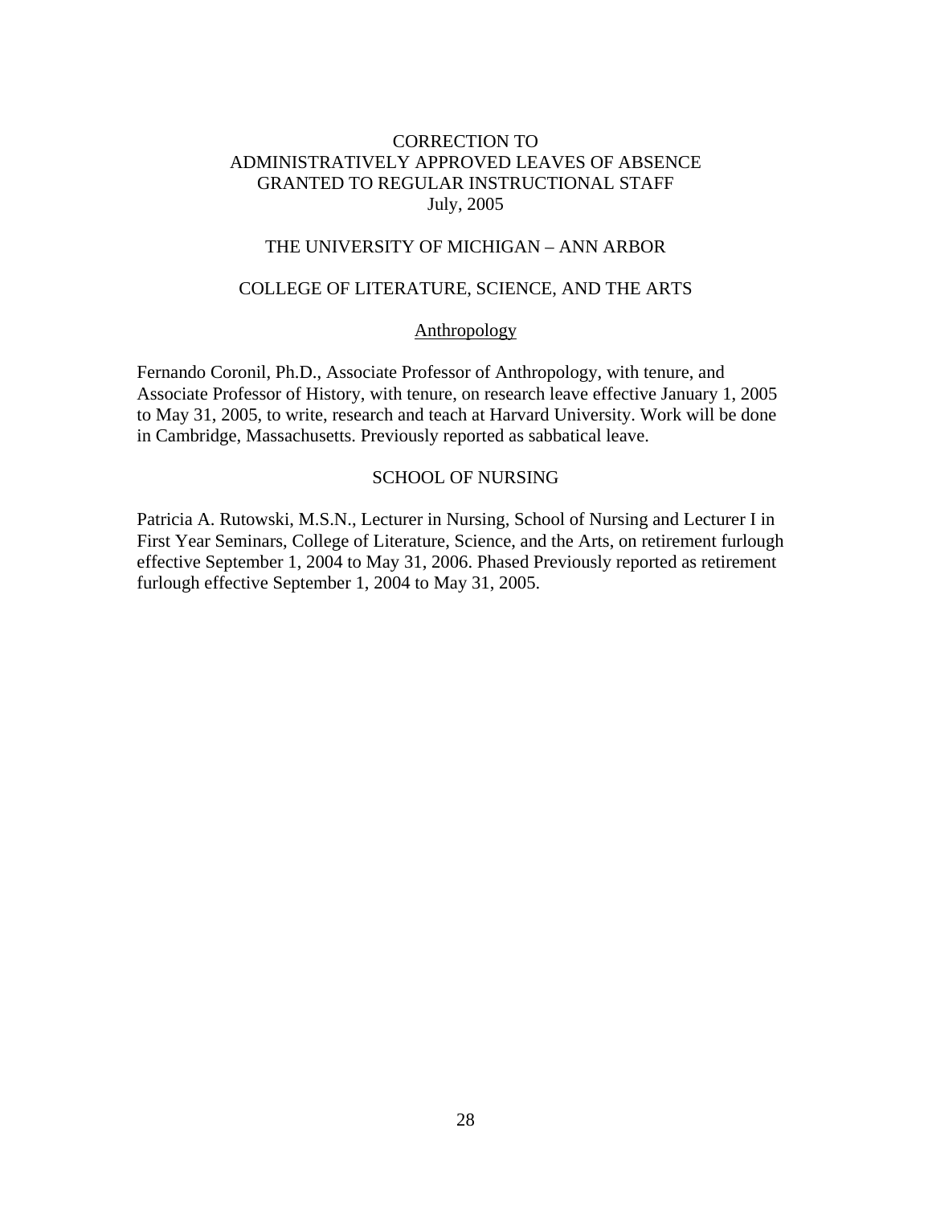# CORRECTION TO ADMINISTRATIVELY APPROVED LEAVES OF ABSENCE GRANTED TO REGULAR INSTRUCTIONAL STAFF July, 2005

## THE UNIVERSITY OF MICHIGAN – ANN ARBOR

## COLLEGE OF LITERATURE, SCIENCE, AND THE ARTS

### Anthropology

Fernando Coronil, Ph.D., Associate Professor of Anthropology, with tenure, and Associate Professor of History, with tenure, on research leave effective January 1, 2005 to May 31, 2005, to write, research and teach at Harvard University. Work will be done in Cambridge, Massachusetts. Previously reported as sabbatical leave.

## SCHOOL OF NURSING

Patricia A. Rutowski, M.S.N., Lecturer in Nursing, School of Nursing and Lecturer I in First Year Seminars, College of Literature, Science, and the Arts, on retirement furlough effective September 1, 2004 to May 31, 2006. Phased Previously reported as retirement furlough effective September 1, 2004 to May 31, 2005.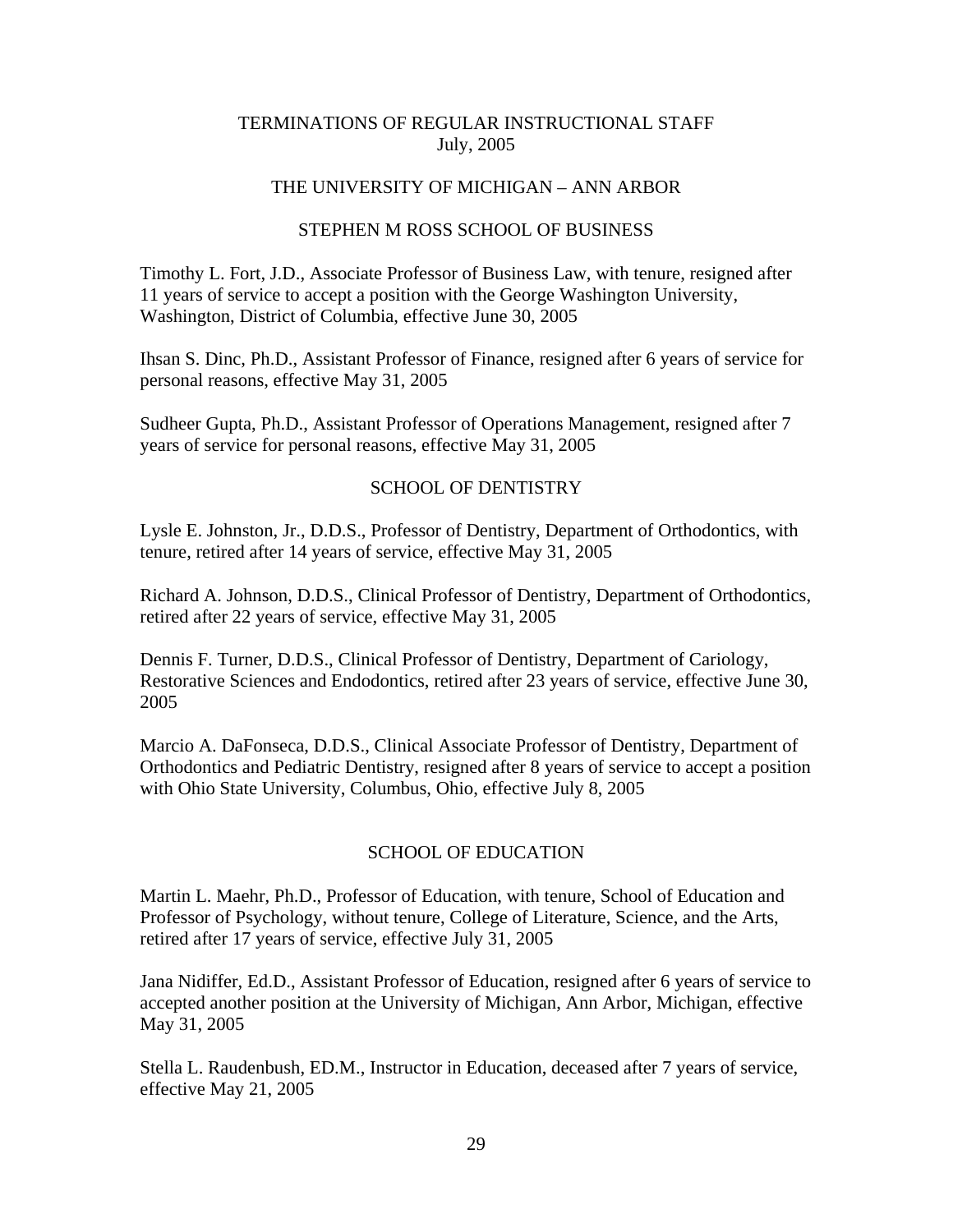# TERMINATIONS OF REGULAR INSTRUCTIONAL STAFF
July, 2005

## THE UNIVERSITY OF MICHIGAN – ANN ARBOR

### STEPHEN M ROSS SCHOOL OF BUSINESS

Timothy L. Fort, J.D., Associate Professor of Business Law, with tenure, resigned after 11 years of service to accept a position with the George Washington University, Washington, District of Columbia, effective June 30, 2005

Ihsan S. Dinc, Ph.D., Assistant Professor of Finance, resigned after 6 years of service for personal reasons, effective May 31, 2005

Sudheer Gupta, Ph.D., Assistant Professor of Operations Management, resigned after 7 years of service for personal reasons, effective May 31, 2005

### SCHOOL OF DENTISTRY

Lysle E. Johnston, Jr., D.D.S., Professor of Dentistry, Department of Orthodontics, with tenure, retired after 14 years of service, effective May 31, 2005

Richard A. Johnson, D.D.S., Clinical Professor of Dentistry, Department of Orthodontics, retired after 22 years of service, effective May 31, 2005

Dennis F. Turner, D.D.S., Clinical Professor of Dentistry, Department of Cariology, Restorative Sciences and Endodontics, retired after 23 years of service, effective June 30, 2005

Marcio A. DaFonseca, D.D.S., Clinical Associate Professor of Dentistry, Department of Orthodontics and Pediatric Dentistry, resigned after 8 years of service to accept a position with Ohio State University, Columbus, Ohio, effective July 8, 2005

### SCHOOL OF EDUCATION

Martin L. Maehr, Ph.D., Professor of Education, with tenure, School of Education and Professor of Psychology, without tenure, College of Literature, Science, and the Arts, retired after 17 years of service, effective July 31, 2005

Jana Nidiffer, Ed.D., Assistant Professor of Education, resigned after 6 years of service to accepted another position at the University of Michigan, Ann Arbor, Michigan, effective May 31, 2005

Stella L. Raudenbush, ED.M., Instructor in Education, deceased after 7 years of service, effective May 21, 2005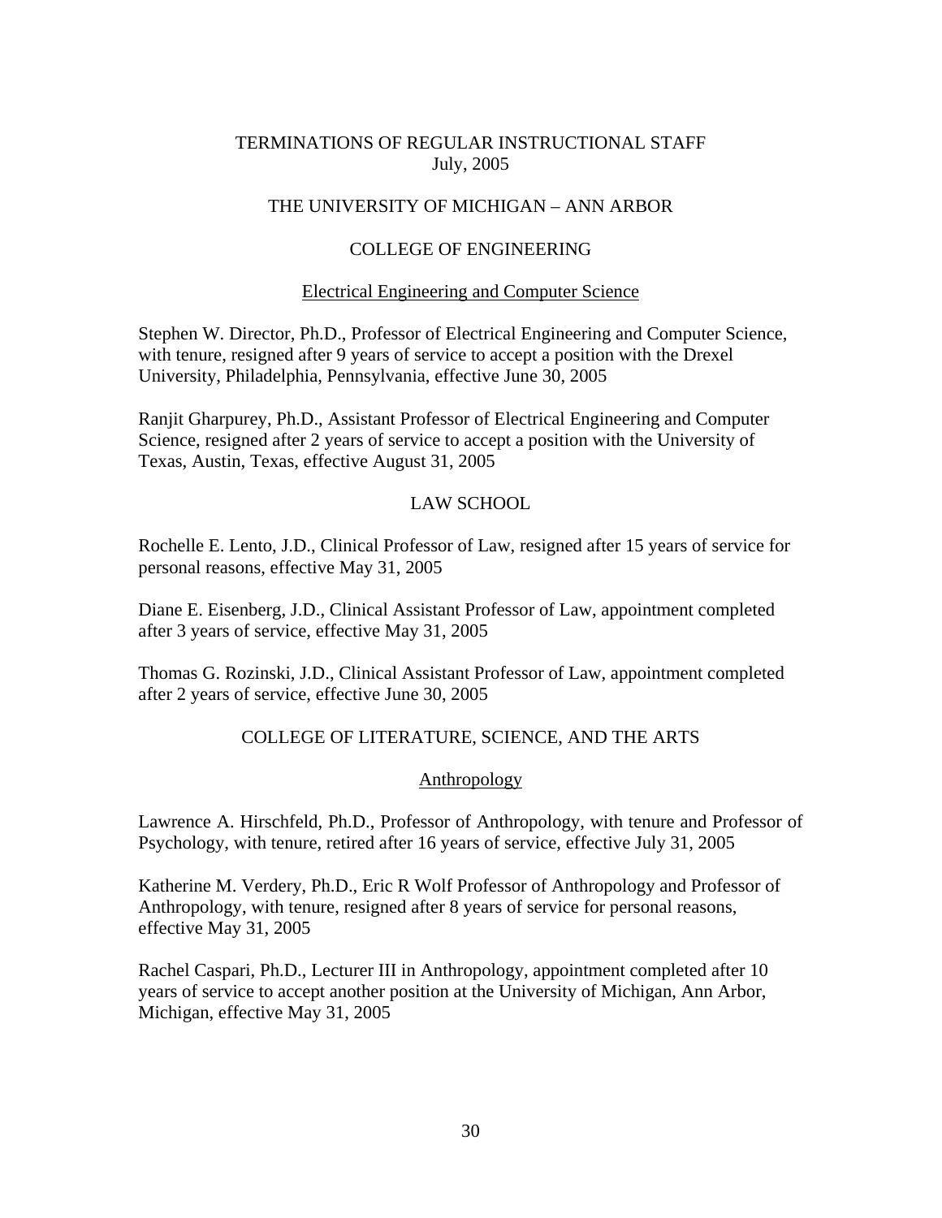# TERMINATIONS OF REGULAR INSTRUCTIONAL STAFF
July, 2005

## THE UNIVERSITY OF MICHIGAN – ANN ARBOR

### COLLEGE OF ENGINEERING

#### Electrical Engineering and Computer Science

Stephen W. Director, Ph.D., Professor of Electrical Engineering and Computer Science, with tenure, resigned after 9 years of service to accept a position with the Drexel University, Philadelphia, Pennsylvania, effective June 30, 2005

Ranjit Gharpurey, Ph.D., Assistant Professor of Electrical Engineering and Computer Science, resigned after 2 years of service to accept a position with the University of Texas, Austin, Texas, effective August 31, 2005

### LAW SCHOOL

Rochelle E. Lento, J.D., Clinical Professor of Law, resigned after 15 years of service for personal reasons, effective May 31, 2005

Diane E. Eisenberg, J.D., Clinical Assistant Professor of Law, appointment completed after 3 years of service, effective May 31, 2005

Thomas G. Rozinski, J.D., Clinical Assistant Professor of Law, appointment completed after 2 years of service, effective June 30, 2005

### COLLEGE OF LITERATURE, SCIENCE, AND THE ARTS

#### Anthropology

Lawrence A. Hirschfeld, Ph.D., Professor of Anthropology, with tenure and Professor of Psychology, with tenure, retired after 16 years of service, effective July 31, 2005

Katherine M. Verdery, Ph.D., Eric R Wolf Professor of Anthropology and Professor of Anthropology, with tenure, resigned after 8 years of service for personal reasons, effective May 31, 2005

Rachel Caspari, Ph.D., Lecturer III in Anthropology, appointment completed after 10 years of service to accept another position at the University of Michigan, Ann Arbor, Michigan, effective May 31, 2005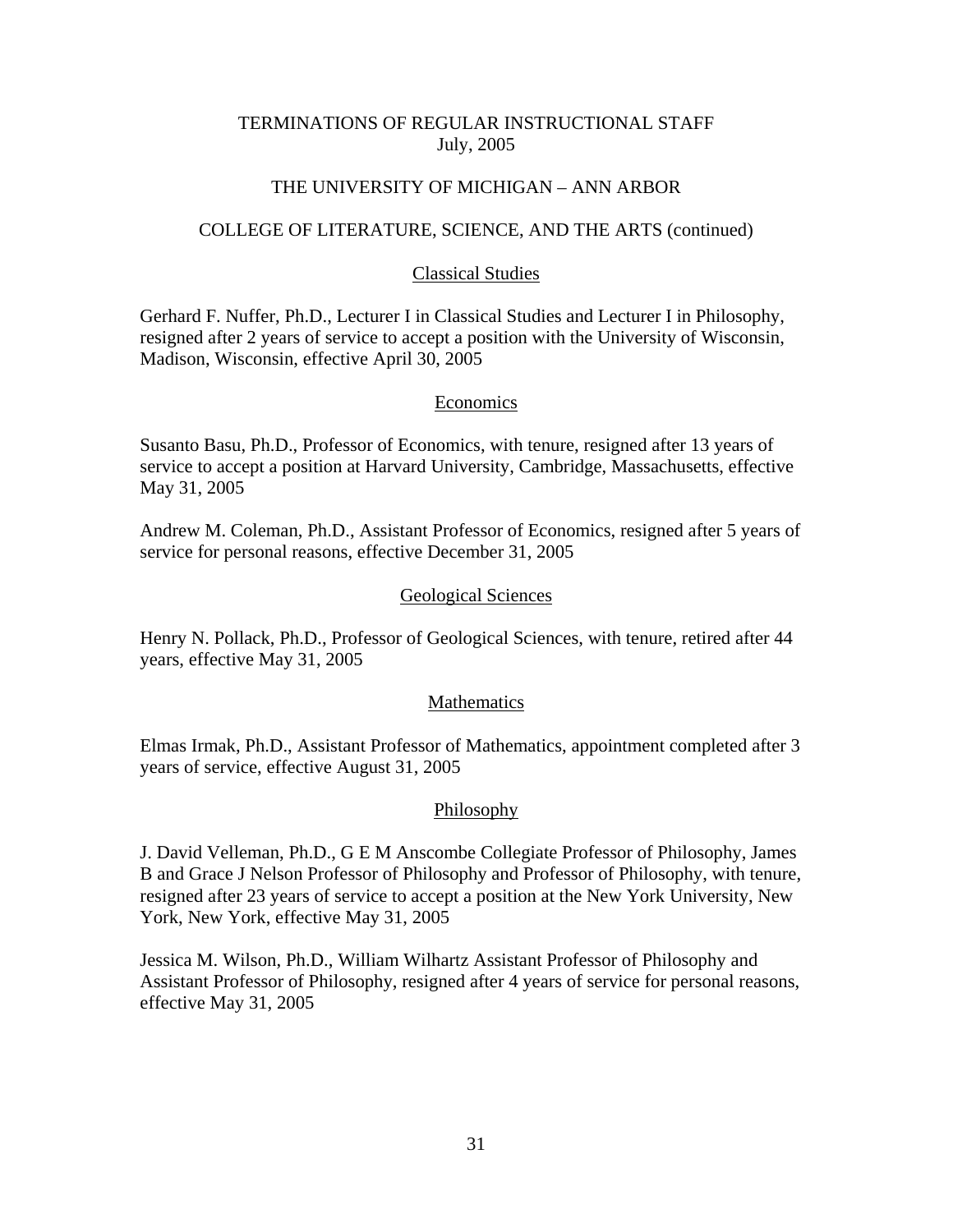# TERMINATIONS OF REGULAR INSTRUCTIONAL STAFF
July, 2005

## THE UNIVERSITY OF MICHIGAN – ANN ARBOR

## COLLEGE OF LITERATURE, SCIENCE, AND THE ARTS (continued)

### Classical Studies

Gerhard F. Nuffer, Ph.D., Lecturer I in Classical Studies and Lecturer I in Philosophy, resigned after 2 years of service to accept a position with the University of Wisconsin, Madison, Wisconsin, effective April 30, 2005

### Economics

Susanto Basu, Ph.D., Professor of Economics, with tenure, resigned after 13 years of service to accept a position at Harvard University, Cambridge, Massachusetts, effective May 31, 2005

Andrew M. Coleman, Ph.D., Assistant Professor of Economics, resigned after 5 years of service for personal reasons, effective December 31, 2005

### Geological Sciences

Henry N. Pollack, Ph.D., Professor of Geological Sciences, with tenure, retired after 44 years, effective May 31, 2005

### Mathematics

Elmas Irmak, Ph.D., Assistant Professor of Mathematics, appointment completed after 3 years of service, effective August 31, 2005

### Philosophy

J. David Velleman, Ph.D., G E M Anscombe Collegiate Professor of Philosophy, James B and Grace J Nelson Professor of Philosophy and Professor of Philosophy, with tenure, resigned after 23 years of service to accept a position at the New York University, New York, New York, effective May 31, 2005

Jessica M. Wilson, Ph.D., William Wilhartz Assistant Professor of Philosophy and Assistant Professor of Philosophy, resigned after 4 years of service for personal reasons, effective May 31, 2005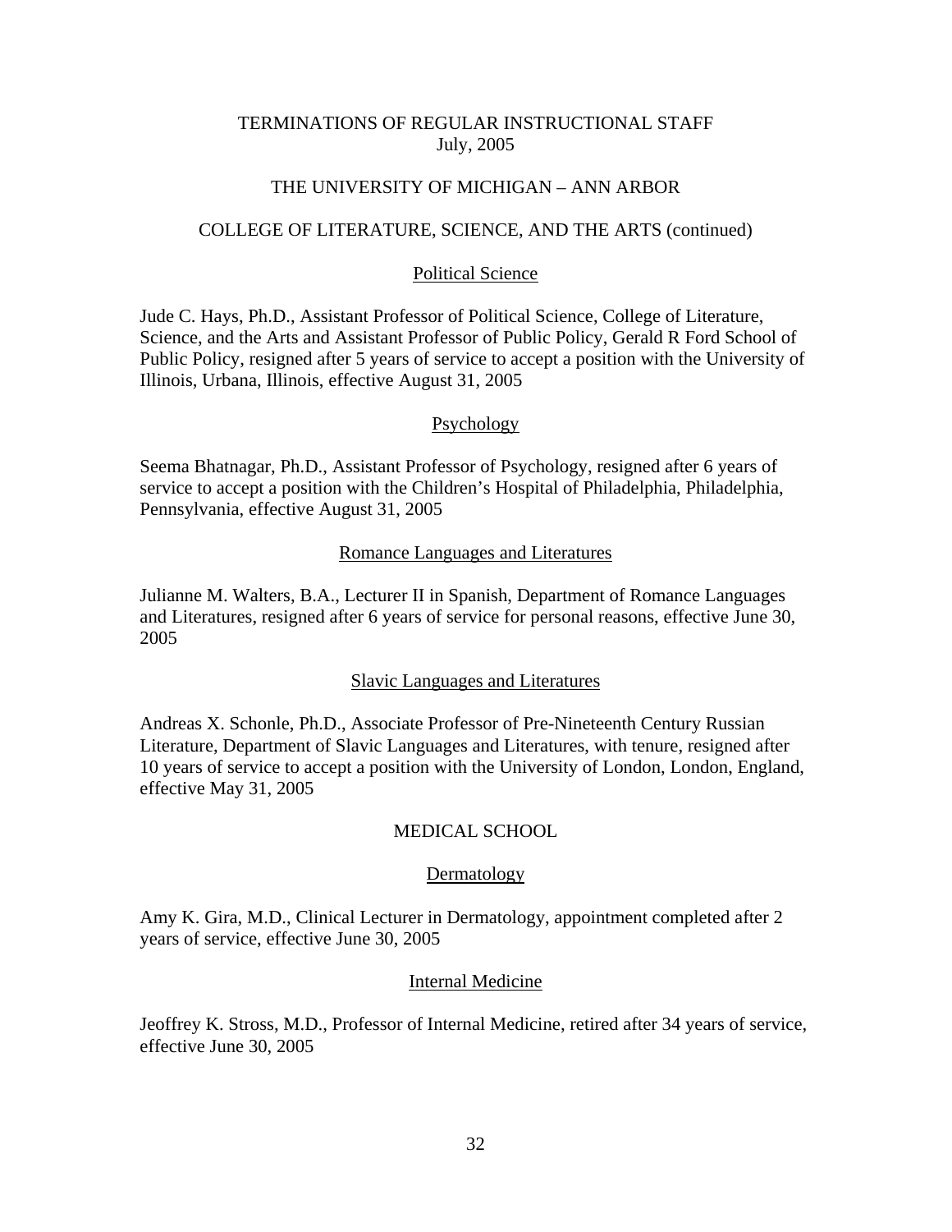# TERMINATIONS OF REGULAR INSTRUCTIONAL STAFF
July, 2005

## THE UNIVERSITY OF MICHIGAN – ANN ARBOR

## COLLEGE OF LITERATURE, SCIENCE, AND THE ARTS (continued)

### Political Science

Jude C. Hays, Ph.D., Assistant Professor of Political Science, College of Literature, Science, and the Arts and Assistant Professor of Public Policy, Gerald R Ford School of Public Policy, resigned after 5 years of service to accept a position with the University of Illinois, Urbana, Illinois, effective August 31, 2005

### Psychology

Seema Bhatnagar, Ph.D., Assistant Professor of Psychology, resigned after 6 years of service to accept a position with the Children's Hospital of Philadelphia, Philadelphia, Pennsylvania, effective August 31, 2005

### Romance Languages and Literatures

Julianne M. Walters, B.A., Lecturer II in Spanish, Department of Romance Languages and Literatures, resigned after 6 years of service for personal reasons, effective June 30, 2005

### Slavic Languages and Literatures

Andreas X. Schonle, Ph.D., Associate Professor of Pre-Nineteenth Century Russian Literature, Department of Slavic Languages and Literatures, with tenure, resigned after 10 years of service to accept a position with the University of London, London, England, effective May 31, 2005

## MEDICAL SCHOOL

### Dermatology

Amy K. Gira, M.D., Clinical Lecturer in Dermatology, appointment completed after 2 years of service, effective June 30, 2005

### Internal Medicine

Jeoffrey K. Stross, M.D., Professor of Internal Medicine, retired after 34 years of service, effective June 30, 2005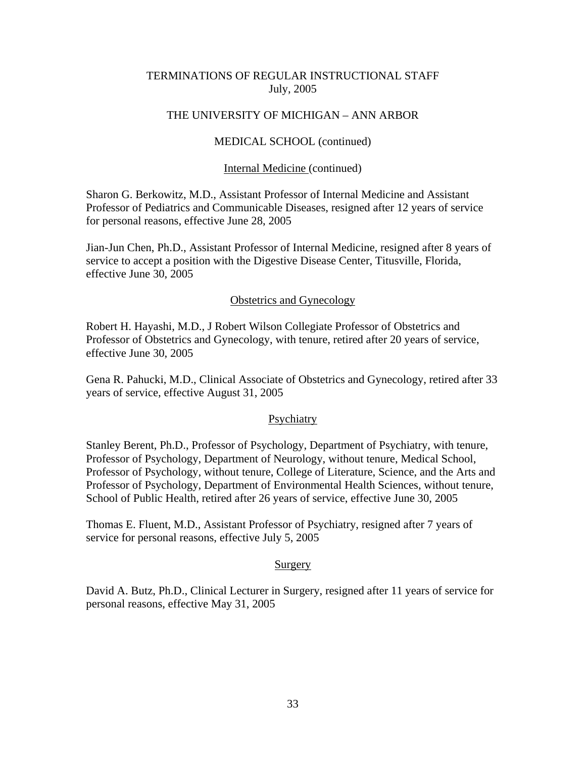TERMINATIONS OF REGULAR INSTRUCTIONAL STAFF
July, 2005

THE UNIVERSITY OF MICHIGAN – ANN ARBOR

MEDICAL SCHOOL (continued)

Internal Medicine (continued)

Sharon G. Berkowitz, M.D., Assistant Professor of Internal Medicine and Assistant Professor of Pediatrics and Communicable Diseases, resigned after 12 years of service for personal reasons, effective June 28, 2005

Jian-Jun Chen, Ph.D., Assistant Professor of Internal Medicine, resigned after 8 years of service to accept a position with the Digestive Disease Center, Titusville, Florida, effective June 30, 2005

Obstetrics and Gynecology

Robert H. Hayashi, M.D., J Robert Wilson Collegiate Professor of Obstetrics and Professor of Obstetrics and Gynecology, with tenure, retired after 20 years of service, effective June 30, 2005

Gena R. Pahucki, M.D., Clinical Associate of Obstetrics and Gynecology, retired after 33 years of service, effective August 31, 2005

Psychiatry

Stanley Berent, Ph.D., Professor of Psychology, Department of Psychiatry, with tenure, Professor of Psychology, Department of Neurology, without tenure, Medical School, Professor of Psychology, without tenure, College of Literature, Science, and the Arts and Professor of Psychology, Department of Environmental Health Sciences, without tenure, School of Public Health, retired after 26 years of service, effective June 30, 2005

Thomas E. Fluent, M.D., Assistant Professor of Psychiatry, resigned after 7 years of service for personal reasons, effective July 5, 2005

Surgery

David A. Butz, Ph.D., Clinical Lecturer in Surgery, resigned after 11 years of service for personal reasons, effective May 31, 2005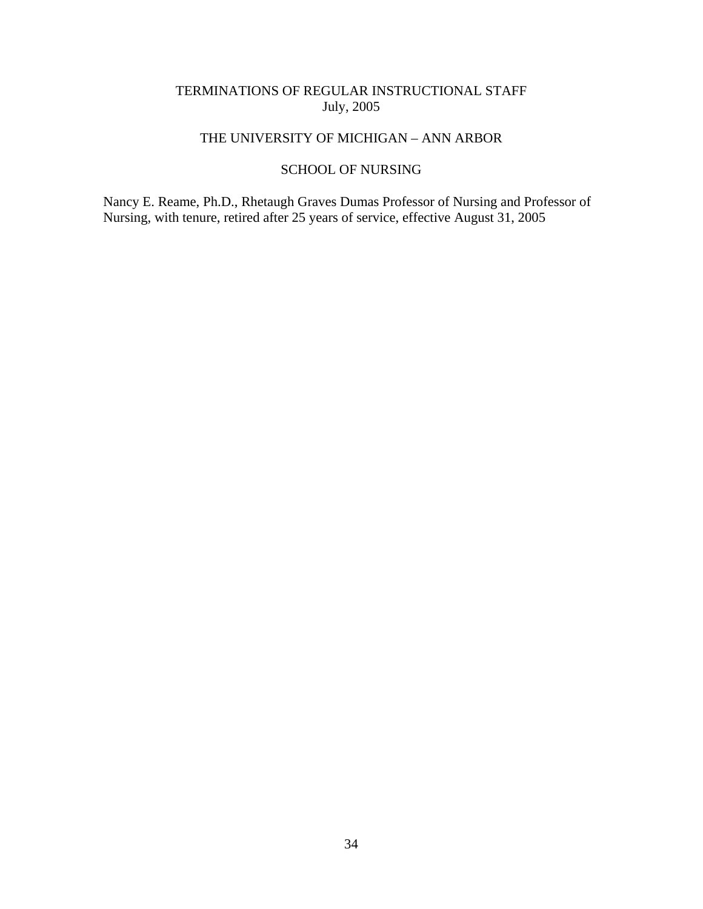# TERMINATIONS OF REGULAR INSTRUCTIONAL STAFF
July, 2005

## THE UNIVERSITY OF MICHIGAN – ANN ARBOR

### SCHOOL OF NURSING

Nancy E. Reame, Ph.D., Rhetaugh Graves Dumas Professor of Nursing and Professor of Nursing, with tenure, retired after 25 years of service, effective August 31, 2005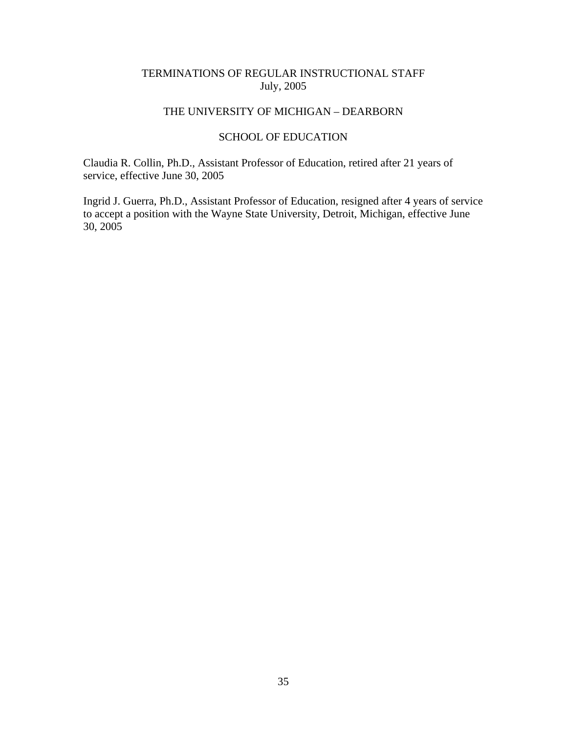# TERMINATIONS OF REGULAR INSTRUCTIONAL STAFF
July, 2005

## THE UNIVERSITY OF MICHIGAN – DEARBORN

### SCHOOL OF EDUCATION

Claudia R. Collin, Ph.D., Assistant Professor of Education, retired after 21 years of service, effective June 30, 2005

Ingrid J. Guerra, Ph.D., Assistant Professor of Education, resigned after 4 years of service to accept a position with the Wayne State University, Detroit, Michigan, effective June 30, 2005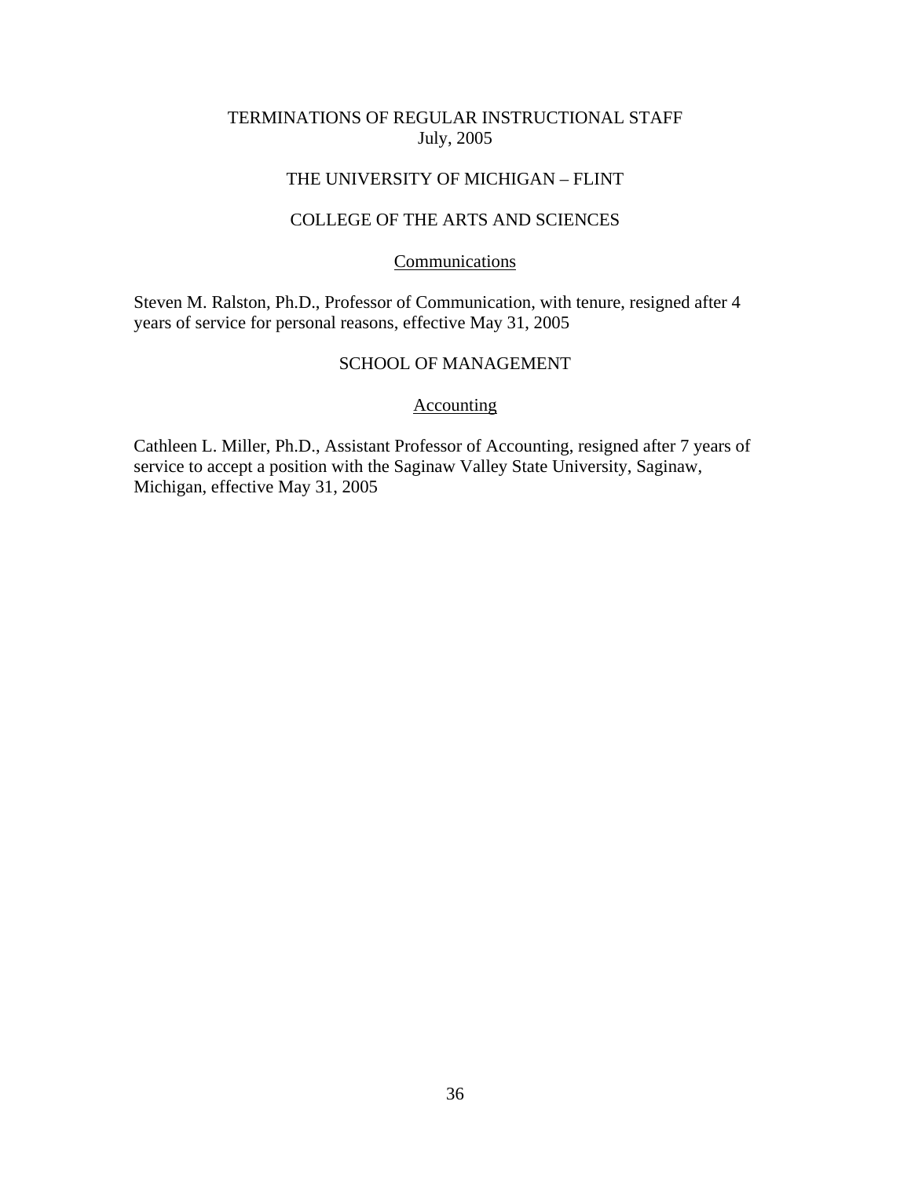# TERMINATIONS OF REGULAR INSTRUCTIONAL STAFF
July, 2005

## THE UNIVERSITY OF MICHIGAN – FLINT

### COLLEGE OF THE ARTS AND SCIENCES

#### Communications

Steven M. Ralston, Ph.D., Professor of Communication, with tenure, resigned after 4 years of service for personal reasons, effective May 31, 2005

### SCHOOL OF MANAGEMENT

#### Accounting

Cathleen L. Miller, Ph.D., Assistant Professor of Accounting, resigned after 7 years of service to accept a position with the Saginaw Valley State University, Saginaw, Michigan, effective May 31, 2005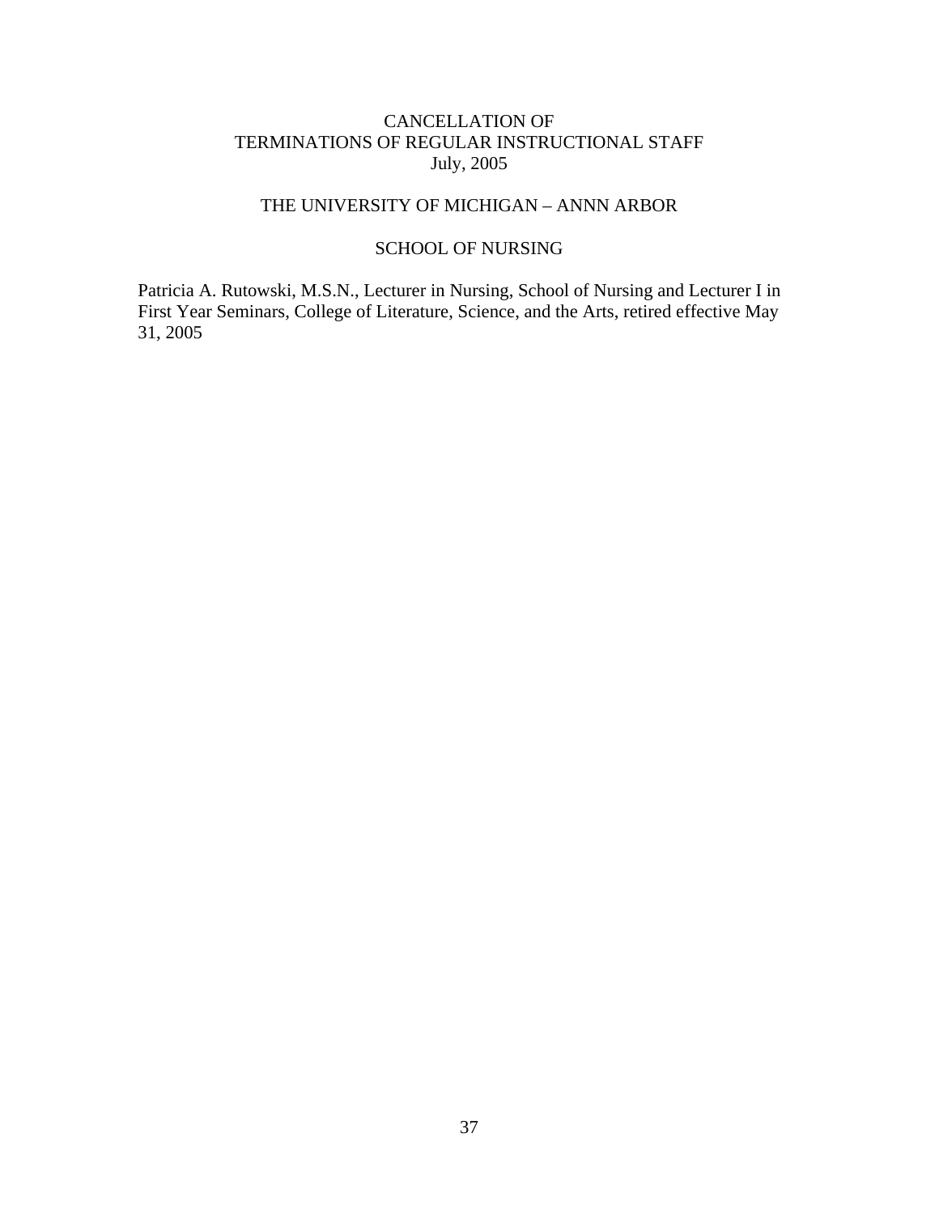# CANCELLATION OF TERMINATIONS OF REGULAR INSTRUCTIONAL STAFF
July, 2005

## THE UNIVERSITY OF MICHIGAN – ANNN ARBOR

### SCHOOL OF NURSING

Patricia A. Rutowski, M.S.N., Lecturer in Nursing, School of Nursing and Lecturer I in First Year Seminars, College of Literature, Science, and the Arts, retired effective May 31, 2005